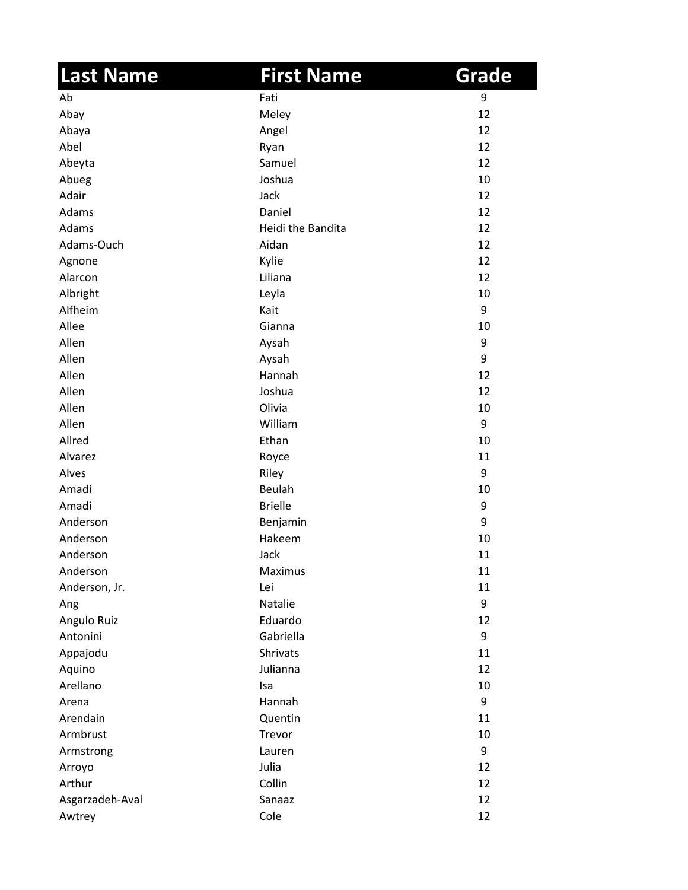| Last Name | First Name | Grade |
|---|---|---|
| Ab | Fati | 9 |
| Abay | Meley | 12 |
| Abaya | Angel | 12 |
| Abel | Ryan | 12 |
| Abeyta | Samuel | 12 |
| Abueg | Joshua | 10 |
| Adair | Jack | 12 |
| Adams | Daniel | 12 |
| Adams | Heidi the Bandita | 12 |
| Adams-Ouch | Aidan | 12 |
| Agnone | Kylie | 12 |
| Alarcon | Liliana | 12 |
| Albright | Leyla | 10 |
| Alfheim | Kait | 9 |
| Allee | Gianna | 10 |
| Allen | Aysah | 9 |
| Allen | Aysah | 9 |
| Allen | Hannah | 12 |
| Allen | Joshua | 12 |
| Allen | Olivia | 10 |
| Allen | William | 9 |
| Allred | Ethan | 10 |
| Alvarez | Royce | 11 |
| Alves | Riley | 9 |
| Amadi | Beulah | 10 |
| Amadi | Brielle | 9 |
| Anderson | Benjamin | 9 |
| Anderson | Hakeem | 10 |
| Anderson | Jack | 11 |
| Anderson | Maximus | 11 |
| Anderson, Jr. | Lei | 11 |
| Ang | Natalie | 9 |
| Angulo Ruiz | Eduardo | 12 |
| Antonini | Gabriella | 9 |
| Appajodu | Shrivats | 11 |
| Aquino | Julianna | 12 |
| Arellano | Isa | 10 |
| Arena | Hannah | 9 |
| Arendain | Quentin | 11 |
| Armbrust | Trevor | 10 |
| Armstrong | Lauren | 9 |
| Arroyo | Julia | 12 |
| Arthur | Collin | 12 |
| Asgarzadeh-Aval | Sanaaz | 12 |
| Awtrey | Cole | 12 |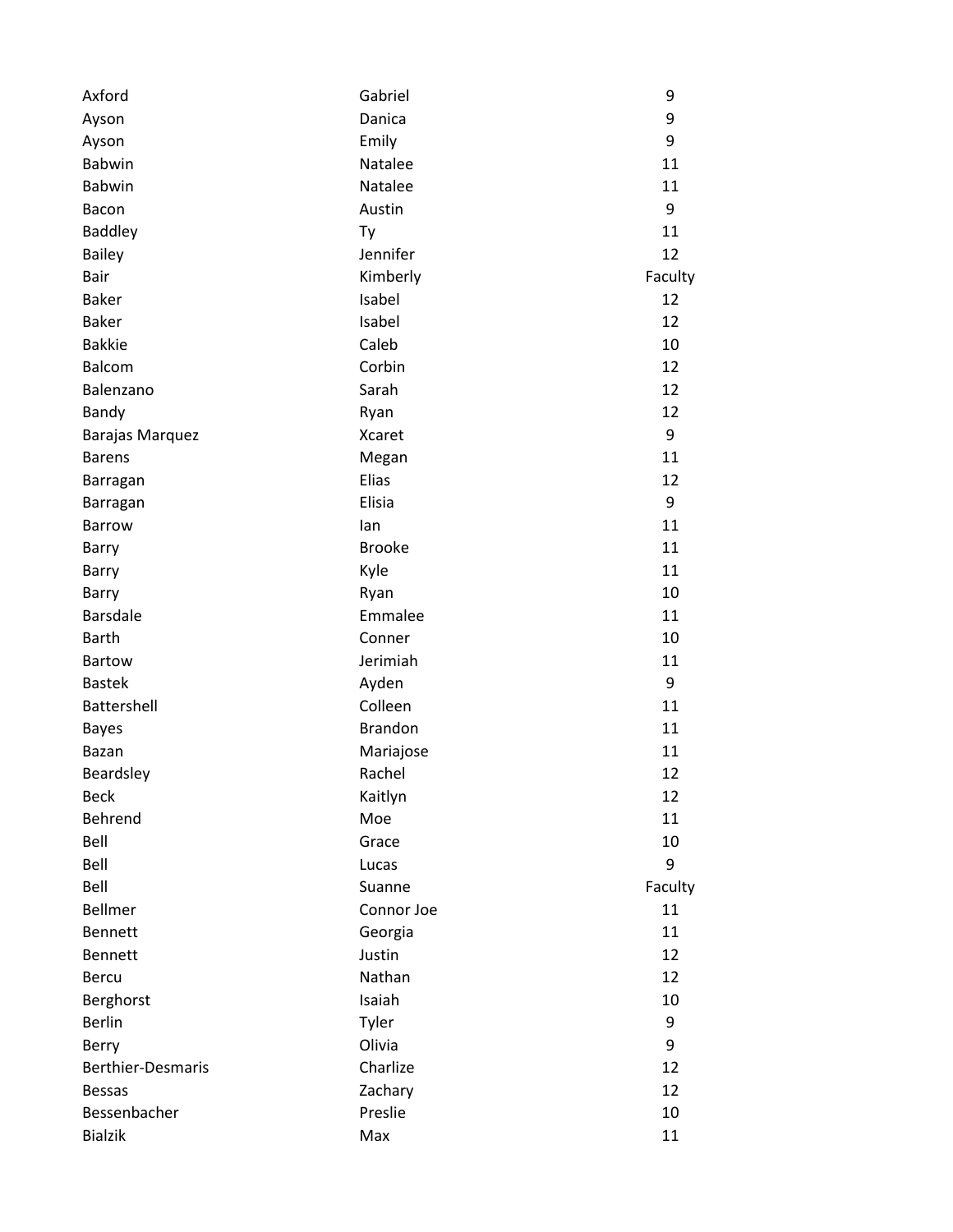| | | |
|---|---|---|
| Axford | Gabriel | 9 |
| Ayson | Danica | 9 |
| Ayson | Emily | 9 |
| Babwin | Natalee | 11 |
| Babwin | Natalee | 11 |
| Bacon | Austin | 9 |
| Baddley | Ty | 11 |
| Bailey | Jennifer | 12 |
| Bair | Kimberly | Faculty |
| Baker | Isabel | 12 |
| Baker | Isabel | 12 |
| Bakkie | Caleb | 10 |
| Balcom | Corbin | 12 |
| Balenzano | Sarah | 12 |
| Bandy | Ryan | 12 |
| Barajas Marquez | Xcaret | 9 |
| Barens | Megan | 11 |
| Barragan | Elias | 12 |
| Barragan | Elisia | 9 |
| Barrow | Ian | 11 |
| Barry | Brooke | 11 |
| Barry | Kyle | 11 |
| Barry | Ryan | 10 |
| Barsdale | Emmalee | 11 |
| Barth | Conner | 10 |
| Bartow | Jerimiah | 11 |
| Bastek | Ayden | 9 |
| Battershell | Colleen | 11 |
| Bayes | Brandon | 11 |
| Bazan | Mariajose | 11 |
| Beardsley | Rachel | 12 |
| Beck | Kaitlyn | 12 |
| Behrend | Moe | 11 |
| Bell | Grace | 10 |
| Bell | Lucas | 9 |
| Bell | Suanne | Faculty |
| Bellmer | Connor Joe | 11 |
| Bennett | Georgia | 11 |
| Bennett | Justin | 12 |
| Bercu | Nathan | 12 |
| Berghorst | Isaiah | 10 |
| Berlin | Tyler | 9 |
| Berry | Olivia | 9 |
| Berthier-Desmaris | Charlize | 12 |
| Bessas | Zachary | 12 |
| Bessenbacher | Preslie | 10 |
| Bialzik | Max | 11 |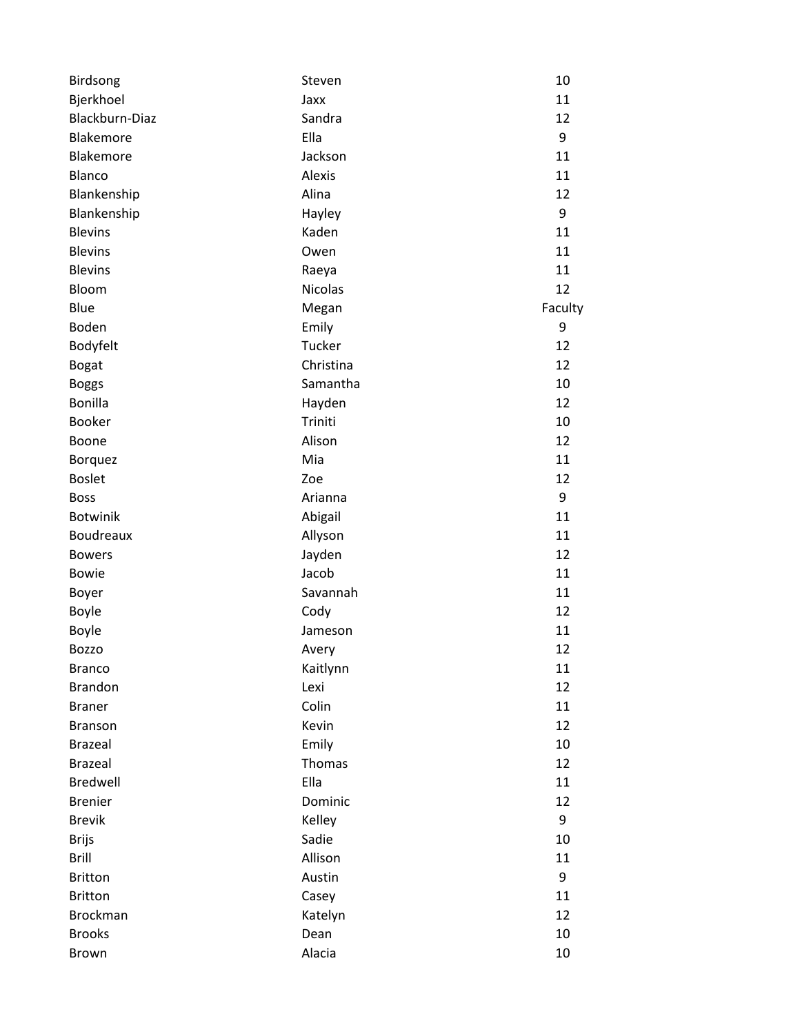| | | |
|---|---|---|
| Birdsong | Steven | 10 |
| Bjerkhoel | Jaxx | 11 |
| Blackburn-Diaz | Sandra | 12 |
| Blakemore | Ella | 9 |
| Blakemore | Jackson | 11 |
| Blanco | Alexis | 11 |
| Blankenship | Alina | 12 |
| Blankenship | Hayley | 9 |
| Blevins | Kaden | 11 |
| Blevins | Owen | 11 |
| Blevins | Raeya | 11 |
| Bloom | Nicolas | 12 |
| Blue | Megan | Faculty |
| Boden | Emily | 9 |
| Bodyfelt | Tucker | 12 |
| Bogat | Christina | 12 |
| Boggs | Samantha | 10 |
| Bonilla | Hayden | 12 |
| Booker | Triniti | 10 |
| Boone | Alison | 12 |
| Borquez | Mia | 11 |
| Boslet | Zoe | 12 |
| Boss | Arianna | 9 |
| Botwinik | Abigail | 11 |
| Boudreaux | Allyson | 11 |
| Bowers | Jayden | 12 |
| Bowie | Jacob | 11 |
| Boyer | Savannah | 11 |
| Boyle | Cody | 12 |
| Boyle | Jameson | 11 |
| Bozzo | Avery | 12 |
| Branco | Kaitlynn | 11 |
| Brandon | Lexi | 12 |
| Braner | Colin | 11 |
| Branson | Kevin | 12 |
| Brazeal | Emily | 10 |
| Brazeal | Thomas | 12 |
| Bredwell | Ella | 11 |
| Brenier | Dominic | 12 |
| Brevik | Kelley | 9 |
| Brijs | Sadie | 10 |
| Brill | Allison | 11 |
| Britton | Austin | 9 |
| Britton | Casey | 11 |
| Brockman | Katelyn | 12 |
| Brooks | Dean | 10 |
| Brown | Alacia | 10 |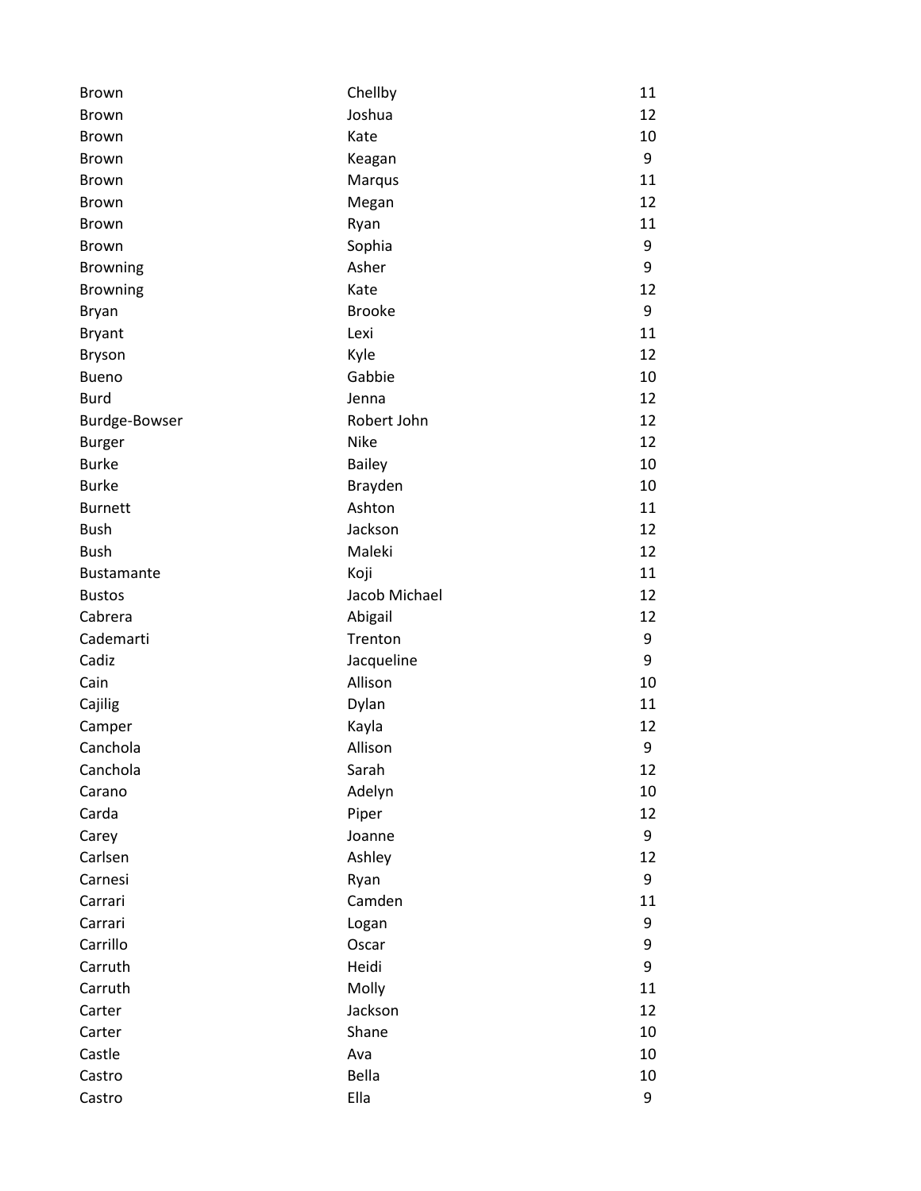| | | |
|---|---|---|
| Brown | Chellby | 11 |
| Brown | Joshua | 12 |
| Brown | Kate | 10 |
| Brown | Keagan | 9 |
| Brown | Marqus | 11 |
| Brown | Megan | 12 |
| Brown | Ryan | 11 |
| Brown | Sophia | 9 |
| Browning | Asher | 9 |
| Browning | Kate | 12 |
| Bryan | Brooke | 9 |
| Bryant | Lexi | 11 |
| Bryson | Kyle | 12 |
| Bueno | Gabbie | 10 |
| Burd | Jenna | 12 |
| Burdge-Bowser | Robert John | 12 |
| Burger | Nike | 12 |
| Burke | Bailey | 10 |
| Burke | Brayden | 10 |
| Burnett | Ashton | 11 |
| Bush | Jackson | 12 |
| Bush | Maleki | 12 |
| Bustamante | Koji | 11 |
| Bustos | Jacob Michael | 12 |
| Cabrera | Abigail | 12 |
| Cademarti | Trenton | 9 |
| Cadiz | Jacqueline | 9 |
| Cain | Allison | 10 |
| Cajilig | Dylan | 11 |
| Camper | Kayla | 12 |
| Canchola | Allison | 9 |
| Canchola | Sarah | 12 |
| Carano | Adelyn | 10 |
| Carda | Piper | 12 |
| Carey | Joanne | 9 |
| Carlsen | Ashley | 12 |
| Carnesi | Ryan | 9 |
| Carrari | Camden | 11 |
| Carrari | Logan | 9 |
| Carrillo | Oscar | 9 |
| Carruth | Heidi | 9 |
| Carruth | Molly | 11 |
| Carter | Jackson | 12 |
| Carter | Shane | 10 |
| Castle | Ava | 10 |
| Castro | Bella | 10 |
| Castro | Ella | 9 |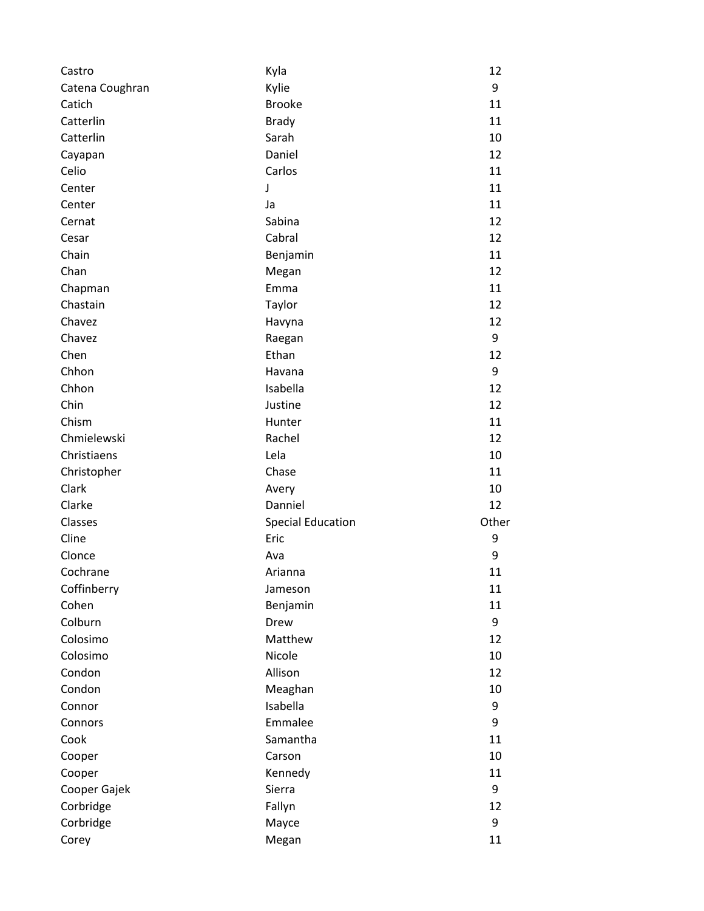| | | |
|---|---|---|
| Castro | Kyla | 12 |
| Catena Coughran | Kylie | 9 |
| Catich | Brooke | 11 |
| Catterlin | Brady | 11 |
| Catterlin | Sarah | 10 |
| Cayapan | Daniel | 12 |
| Celio | Carlos | 11 |
| Center | J | 11 |
| Center | Ja | 11 |
| Cernat | Sabina | 12 |
| Cesar | Cabral | 12 |
| Chain | Benjamin | 11 |
| Chan | Megan | 12 |
| Chapman | Emma | 11 |
| Chastain | Taylor | 12 |
| Chavez | Havyna | 12 |
| Chavez | Raegan | 9 |
| Chen | Ethan | 12 |
| Chhon | Havana | 9 |
| Chhon | Isabella | 12 |
| Chin | Justine | 12 |
| Chism | Hunter | 11 |
| Chmielewski | Rachel | 12 |
| Christiaens | Lela | 10 |
| Christopher | Chase | 11 |
| Clark | Avery | 10 |
| Clarke | Danniel | 12 |
| Classes | Special Education | Other |
| Cline | Eric | 9 |
| Clonce | Ava | 9 |
| Cochrane | Arianna | 11 |
| Coffinberry | Jameson | 11 |
| Cohen | Benjamin | 11 |
| Colburn | Drew | 9 |
| Colosimo | Matthew | 12 |
| Colosimo | Nicole | 10 |
| Condon | Allison | 12 |
| Condon | Meaghan | 10 |
| Connor | Isabella | 9 |
| Connors | Emmalee | 9 |
| Cook | Samantha | 11 |
| Cooper | Carson | 10 |
| Cooper | Kennedy | 11 |
| Cooper Gajek | Sierra | 9 |
| Corbridge | Fallyn | 12 |
| Corbridge | Mayce | 9 |
| Corey | Megan | 11 |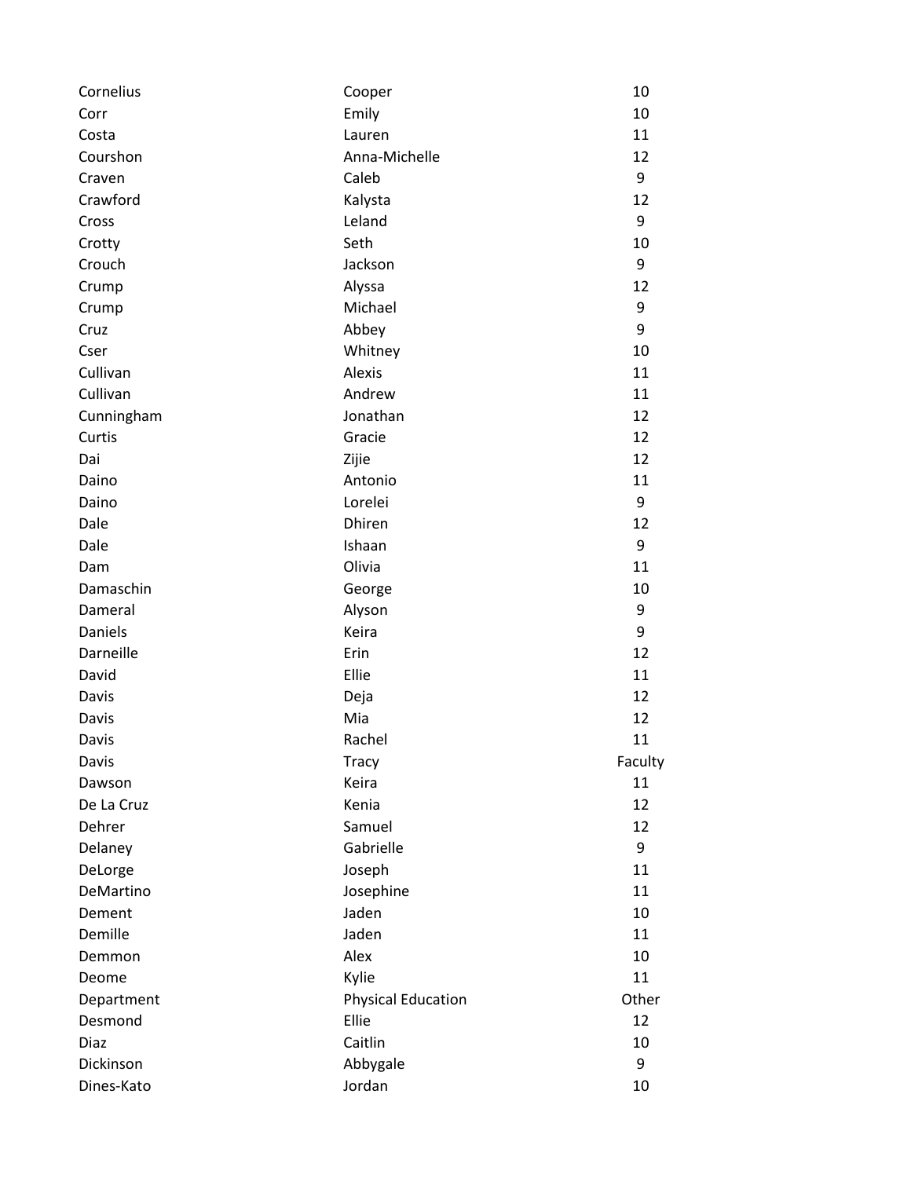| | | |
|---|---|---|
| Cornelius | Cooper | 10 |
| Corr | Emily | 10 |
| Costa | Lauren | 11 |
| Courshon | Anna-Michelle | 12 |
| Craven | Caleb | 9 |
| Crawford | Kalysta | 12 |
| Cross | Leland | 9 |
| Crotty | Seth | 10 |
| Crouch | Jackson | 9 |
| Crump | Alyssa | 12 |
| Crump | Michael | 9 |
| Cruz | Abbey | 9 |
| Cser | Whitney | 10 |
| Cullivan | Alexis | 11 |
| Cullivan | Andrew | 11 |
| Cunningham | Jonathan | 12 |
| Curtis | Gracie | 12 |
| Dai | Zijie | 12 |
| Daino | Antonio | 11 |
| Daino | Lorelei | 9 |
| Dale | Dhiren | 12 |
| Dale | Ishaan | 9 |
| Dam | Olivia | 11 |
| Damaschin | George | 10 |
| Dameral | Alyson | 9 |
| Daniels | Keira | 9 |
| Darneille | Erin | 12 |
| David | Ellie | 11 |
| Davis | Deja | 12 |
| Davis | Mia | 12 |
| Davis | Rachel | 11 |
| Davis | Tracy | Faculty |
| Dawson | Keira | 11 |
| De La Cruz | Kenia | 12 |
| Dehrer | Samuel | 12 |
| Delaney | Gabrielle | 9 |
| DeLorge | Joseph | 11 |
| DeMartino | Josephine | 11 |
| Dement | Jaden | 10 |
| Demille | Jaden | 11 |
| Demmon | Alex | 10 |
| Deome | Kylie | 11 |
| Department | Physical Education | Other |
| Desmond | Ellie | 12 |
| Diaz | Caitlin | 10 |
| Dickinson | Abbygale | 9 |
| Dines-Kato | Jordan | 10 |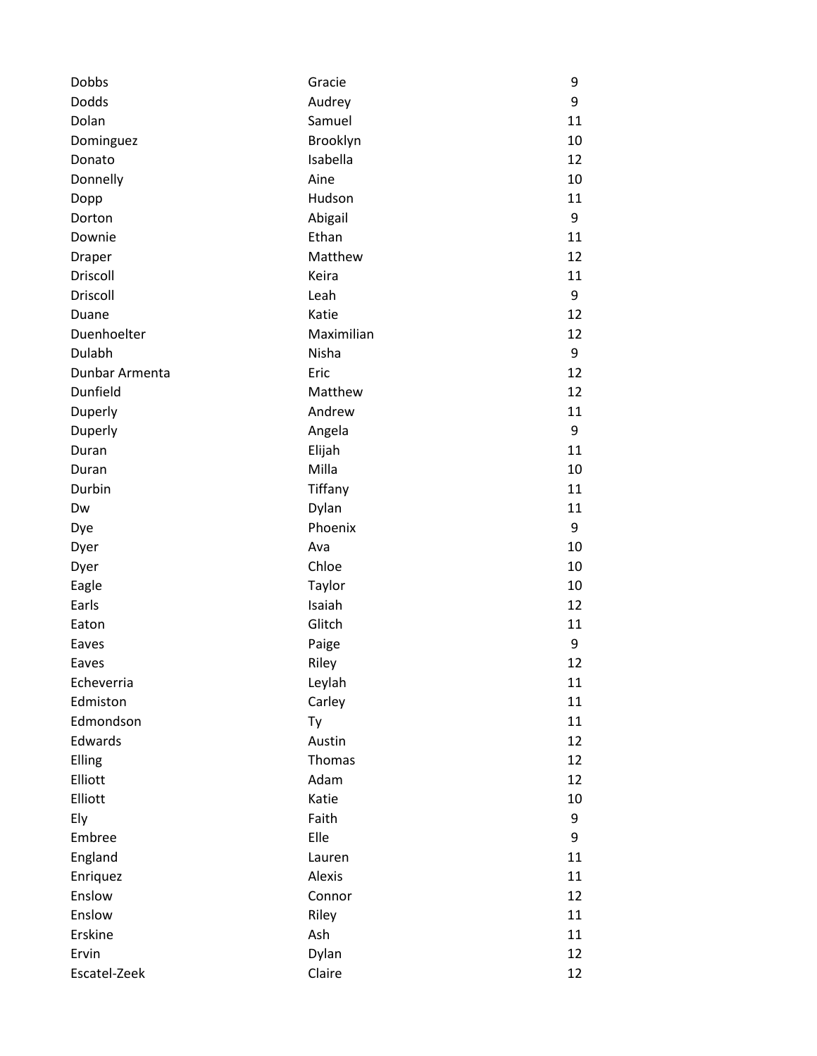| | | |
|---|---|---|
| Dobbs | Gracie | 9 |
| Dodds | Audrey | 9 |
| Dolan | Samuel | 11 |
| Dominguez | Brooklyn | 10 |
| Donato | Isabella | 12 |
| Donnelly | Aine | 10 |
| Dopp | Hudson | 11 |
| Dorton | Abigail | 9 |
| Downie | Ethan | 11 |
| Draper | Matthew | 12 |
| Driscoll | Keira | 11 |
| Driscoll | Leah | 9 |
| Duane | Katie | 12 |
| Duenhoelter | Maximilian | 12 |
| Dulabh | Nisha | 9 |
| Dunbar Armenta | Eric | 12 |
| Dunfield | Matthew | 12 |
| Duperly | Andrew | 11 |
| Duperly | Angela | 9 |
| Duran | Elijah | 11 |
| Duran | Milla | 10 |
| Durbin | Tiffany | 11 |
| Dw | Dylan | 11 |
| Dye | Phoenix | 9 |
| Dyer | Ava | 10 |
| Dyer | Chloe | 10 |
| Eagle | Taylor | 10 |
| Earls | Isaiah | 12 |
| Eaton | Glitch | 11 |
| Eaves | Paige | 9 |
| Eaves | Riley | 12 |
| Echeverria | Leylah | 11 |
| Edmiston | Carley | 11 |
| Edmondson | Ty | 11 |
| Edwards | Austin | 12 |
| Elling | Thomas | 12 |
| Elliott | Adam | 12 |
| Elliott | Katie | 10 |
| Ely | Faith | 9 |
| Embree | Elle | 9 |
| England | Lauren | 11 |
| Enriquez | Alexis | 11 |
| Enslow | Connor | 12 |
| Enslow | Riley | 11 |
| Erskine | Ash | 11 |
| Ervin | Dylan | 12 |
| Escatel-Zeek | Claire | 12 |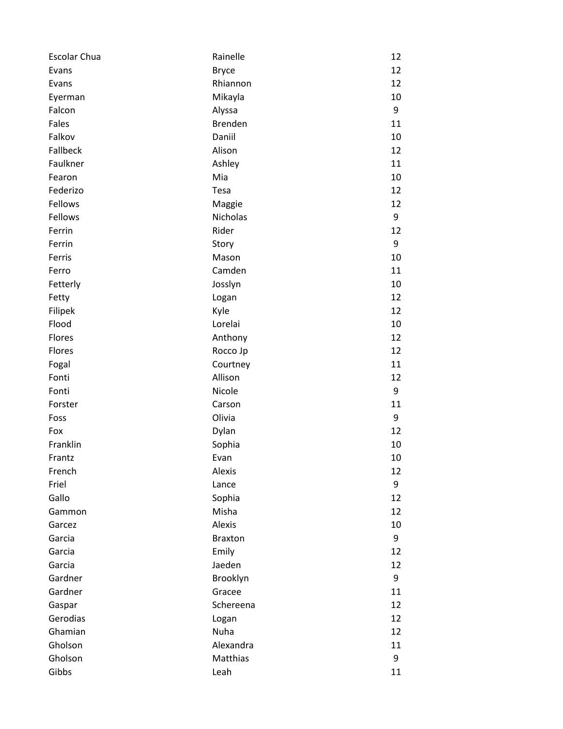| | | |
|---|---|---|
| Escolar Chua | Rainelle | 12 |
| Evans | Bryce | 12 |
| Evans | Rhiannon | 12 |
| Eyerman | Mikayla | 10 |
| Falcon | Alyssa | 9 |
| Fales | Brenden | 11 |
| Falkov | Daniil | 10 |
| Fallbeck | Alison | 12 |
| Faulkner | Ashley | 11 |
| Fearon | Mia | 10 |
| Federizo | Tesa | 12 |
| Fellows | Maggie | 12 |
| Fellows | Nicholas | 9 |
| Ferrin | Rider | 12 |
| Ferrin | Story | 9 |
| Ferris | Mason | 10 |
| Ferro | Camden | 11 |
| Fetterly | Josslyn | 10 |
| Fetty | Logan | 12 |
| Filipek | Kyle | 12 |
| Flood | Lorelai | 10 |
| Flores | Anthony | 12 |
| Flores | Rocco Jp | 12 |
| Fogal | Courtney | 11 |
| Fonti | Allison | 12 |
| Fonti | Nicole | 9 |
| Forster | Carson | 11 |
| Foss | Olivia | 9 |
| Fox | Dylan | 12 |
| Franklin | Sophia | 10 |
| Frantz | Evan | 10 |
| French | Alexis | 12 |
| Friel | Lance | 9 |
| Gallo | Sophia | 12 |
| Gammon | Misha | 12 |
| Garcez | Alexis | 10 |
| Garcia | Braxton | 9 |
| Garcia | Emily | 12 |
| Garcia | Jaeden | 12 |
| Gardner | Brooklyn | 9 |
| Gardner | Gracee | 11 |
| Gaspar | Schereena | 12 |
| Gerodias | Logan | 12 |
| Ghamian | Nuha | 12 |
| Gholson | Alexandra | 11 |
| Gholson | Matthias | 9 |
| Gibbs | Leah | 11 |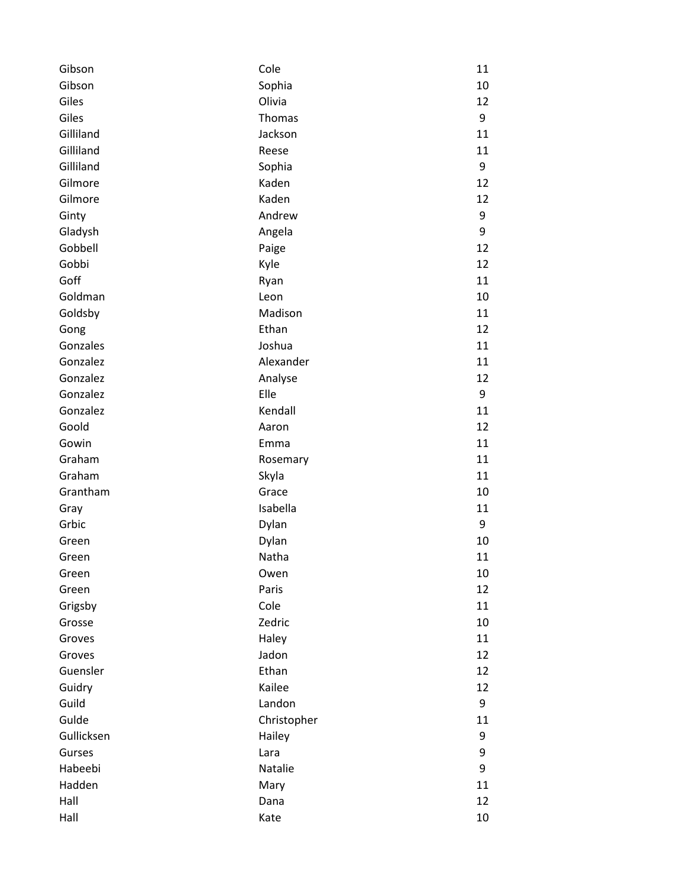| | | |
|---|---|---|
| Gibson | Cole | 11 |
| Gibson | Sophia | 10 |
| Giles | Olivia | 12 |
| Giles | Thomas | 9 |
| Gilliland | Jackson | 11 |
| Gilliland | Reese | 11 |
| Gilliland | Sophia | 9 |
| Gilmore | Kaden | 12 |
| Gilmore | Kaden | 12 |
| Ginty | Andrew | 9 |
| Gladysh | Angela | 9 |
| Gobbell | Paige | 12 |
| Gobbi | Kyle | 12 |
| Goff | Ryan | 11 |
| Goldman | Leon | 10 |
| Goldsby | Madison | 11 |
| Gong | Ethan | 12 |
| Gonzales | Joshua | 11 |
| Gonzalez | Alexander | 11 |
| Gonzalez | Analyse | 12 |
| Gonzalez | Elle | 9 |
| Gonzalez | Kendall | 11 |
| Goold | Aaron | 12 |
| Gowin | Emma | 11 |
| Graham | Rosemary | 11 |
| Graham | Skyla | 11 |
| Grantham | Grace | 10 |
| Gray | Isabella | 11 |
| Grbic | Dylan | 9 |
| Green | Dylan | 10 |
| Green | Natha | 11 |
| Green | Owen | 10 |
| Green | Paris | 12 |
| Grigsby | Cole | 11 |
| Grosse | Zedric | 10 |
| Groves | Haley | 11 |
| Groves | Jadon | 12 |
| Guensler | Ethan | 12 |
| Guidry | Kailee | 12 |
| Guild | Landon | 9 |
| Gulde | Christopher | 11 |
| Gullicksen | Hailey | 9 |
| Gurses | Lara | 9 |
| Habeebi | Natalie | 9 |
| Hadden | Mary | 11 |
| Hall | Dana | 12 |
| Hall | Kate | 10 |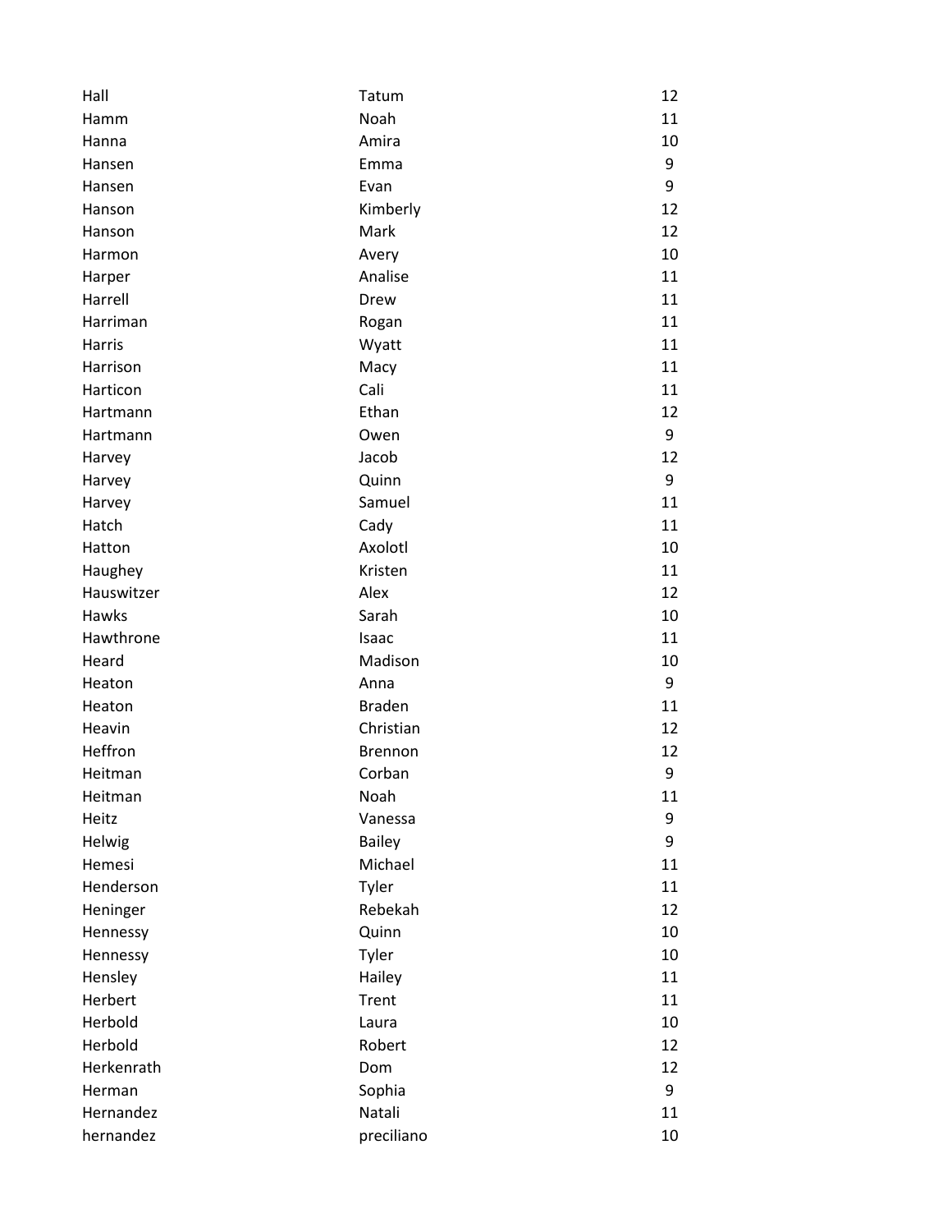| | | |
|---|---|---|
| Hall | Tatum | 12 |
| Hamm | Noah | 11 |
| Hanna | Amira | 10 |
| Hansen | Emma | 9 |
| Hansen | Evan | 9 |
| Hanson | Kimberly | 12 |
| Hanson | Mark | 12 |
| Harmon | Avery | 10 |
| Harper | Analise | 11 |
| Harrell | Drew | 11 |
| Harriman | Rogan | 11 |
| Harris | Wyatt | 11 |
| Harrison | Macy | 11 |
| Harticon | Cali | 11 |
| Hartmann | Ethan | 12 |
| Hartmann | Owen | 9 |
| Harvey | Jacob | 12 |
| Harvey | Quinn | 9 |
| Harvey | Samuel | 11 |
| Hatch | Cady | 11 |
| Hatton | Axolotl | 10 |
| Haughey | Kristen | 11 |
| Hauswitzer | Alex | 12 |
| Hawks | Sarah | 10 |
| Hawthrone | Isaac | 11 |
| Heard | Madison | 10 |
| Heaton | Anna | 9 |
| Heaton | Braden | 11 |
| Heavin | Christian | 12 |
| Heffron | Brennon | 12 |
| Heitman | Corban | 9 |
| Heitman | Noah | 11 |
| Heitz | Vanessa | 9 |
| Helwig | Bailey | 9 |
| Hemesi | Michael | 11 |
| Henderson | Tyler | 11 |
| Heninger | Rebekah | 12 |
| Hennessy | Quinn | 10 |
| Hennessy | Tyler | 10 |
| Hensley | Hailey | 11 |
| Herbert | Trent | 11 |
| Herbold | Laura | 10 |
| Herbold | Robert | 12 |
| Herkenrath | Dom | 12 |
| Herman | Sophia | 9 |
| Hernandez | Natali | 11 |
| hernandez | preciliano | 10 |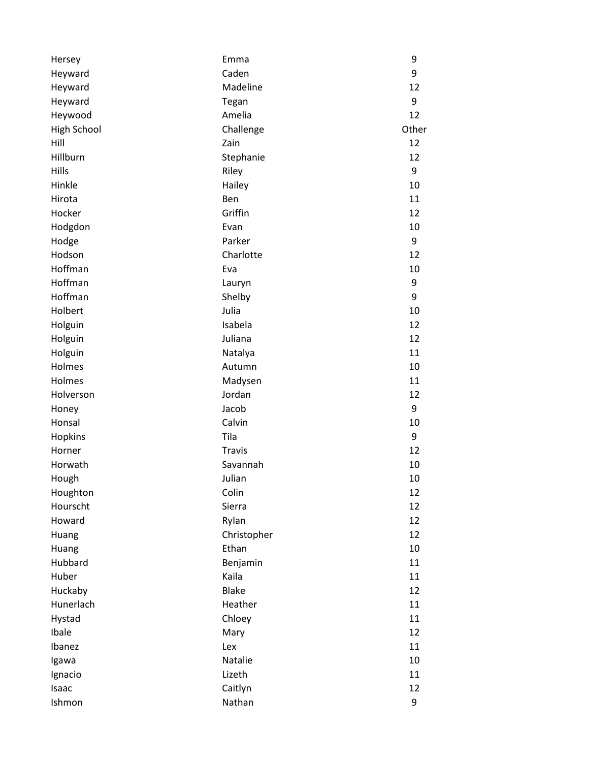| | | |
|---|---|---|
| Hersey | Emma | 9 |
| Heyward | Caden | 9 |
| Heyward | Madeline | 12 |
| Heyward | Tegan | 9 |
| Heywood | Amelia | 12 |
| High School | Challenge | Other |
| Hill | Zain | 12 |
| Hillburn | Stephanie | 12 |
| Hills | Riley | 9 |
| Hinkle | Hailey | 10 |
| Hirota | Ben | 11 |
| Hocker | Griffin | 12 |
| Hodgdon | Evan | 10 |
| Hodge | Parker | 9 |
| Hodson | Charlotte | 12 |
| Hoffman | Eva | 10 |
| Hoffman | Lauryn | 9 |
| Hoffman | Shelby | 9 |
| Holbert | Julia | 10 |
| Holguin | Isabela | 12 |
| Holguin | Juliana | 12 |
| Holguin | Natalya | 11 |
| Holmes | Autumn | 10 |
| Holmes | Madysen | 11 |
| Holverson | Jordan | 12 |
| Honey | Jacob | 9 |
| Honsal | Calvin | 10 |
| Hopkins | Tila | 9 |
| Horner | Travis | 12 |
| Horwath | Savannah | 10 |
| Hough | Julian | 10 |
| Houghton | Colin | 12 |
| Hourscht | Sierra | 12 |
| Howard | Rylan | 12 |
| Huang | Christopher | 12 |
| Huang | Ethan | 10 |
| Hubbard | Benjamin | 11 |
| Huber | Kaila | 11 |
| Huckaby | Blake | 12 |
| Hunerlach | Heather | 11 |
| Hystad | Chloey | 11 |
| Ibale | Mary | 12 |
| Ibanez | Lex | 11 |
| Igawa | Natalie | 10 |
| Ignacio | Lizeth | 11 |
| Isaac | Caitlyn | 12 |
| Ishmon | Nathan | 9 |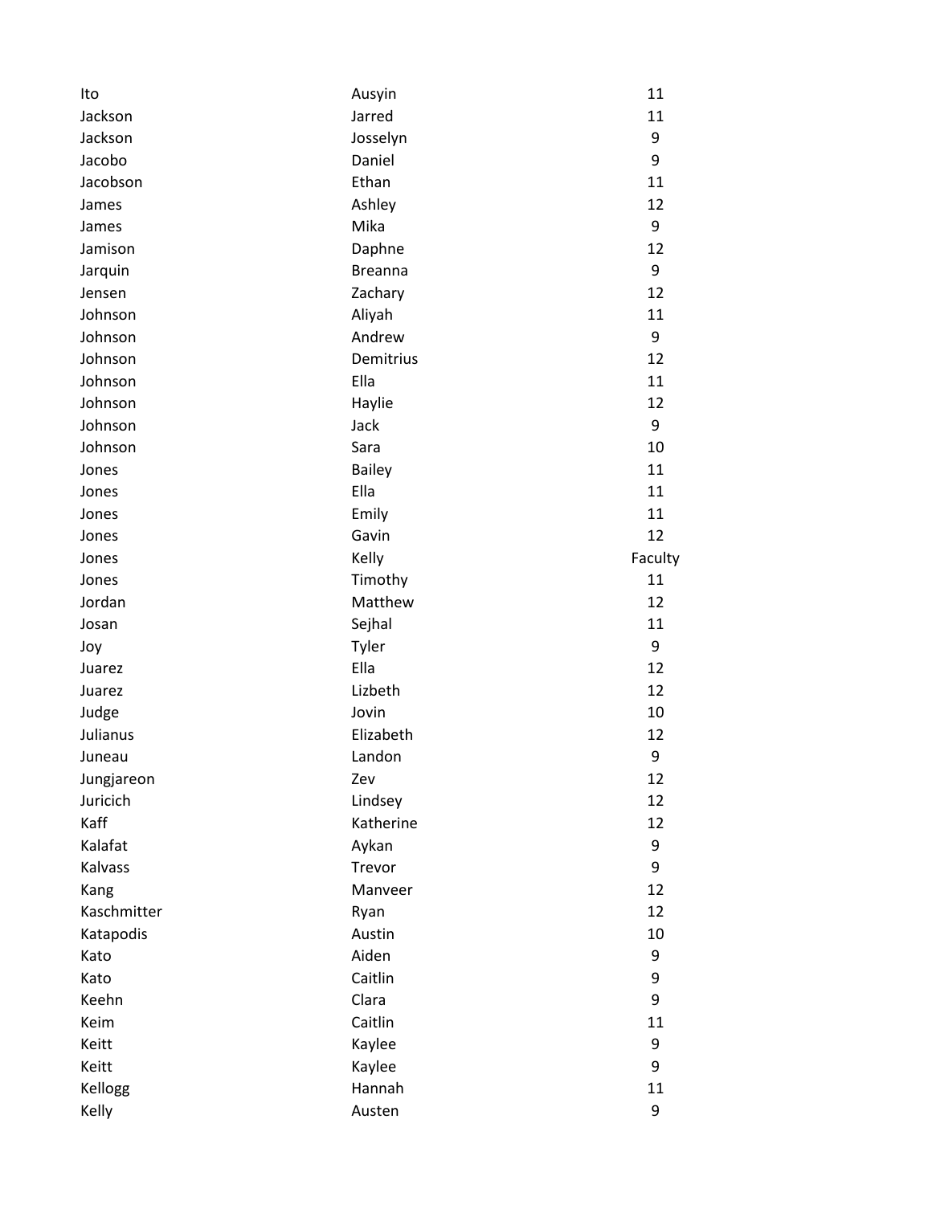| | | |
|---|---|---|
| Ito | Ausyin | 11 |
| Jackson | Jarred | 11 |
| Jackson | Josselyn | 9 |
| Jacobo | Daniel | 9 |
| Jacobson | Ethan | 11 |
| James | Ashley | 12 |
| James | Mika | 9 |
| Jamison | Daphne | 12 |
| Jarquin | Breanna | 9 |
| Jensen | Zachary | 12 |
| Johnson | Aliyah | 11 |
| Johnson | Andrew | 9 |
| Johnson | Demitrius | 12 |
| Johnson | Ella | 11 |
| Johnson | Haylie | 12 |
| Johnson | Jack | 9 |
| Johnson | Sara | 10 |
| Jones | Bailey | 11 |
| Jones | Ella | 11 |
| Jones | Emily | 11 |
| Jones | Gavin | 12 |
| Jones | Kelly | Faculty |
| Jones | Timothy | 11 |
| Jordan | Matthew | 12 |
| Josan | Sejhal | 11 |
| Joy | Tyler | 9 |
| Juarez | Ella | 12 |
| Juarez | Lizbeth | 12 |
| Judge | Jovin | 10 |
| Julianus | Elizabeth | 12 |
| Juneau | Landon | 9 |
| Jungjareon | Zev | 12 |
| Juricich | Lindsey | 12 |
| Kaff | Katherine | 12 |
| Kalafat | Aykan | 9 |
| Kalvass | Trevor | 9 |
| Kang | Manveer | 12 |
| Kaschmitter | Ryan | 12 |
| Katapodis | Austin | 10 |
| Kato | Aiden | 9 |
| Kato | Caitlin | 9 |
| Keehn | Clara | 9 |
| Keim | Caitlin | 11 |
| Keitt | Kaylee | 9 |
| Keitt | Kaylee | 9 |
| Kellogg | Hannah | 11 |
| Kelly | Austen | 9 |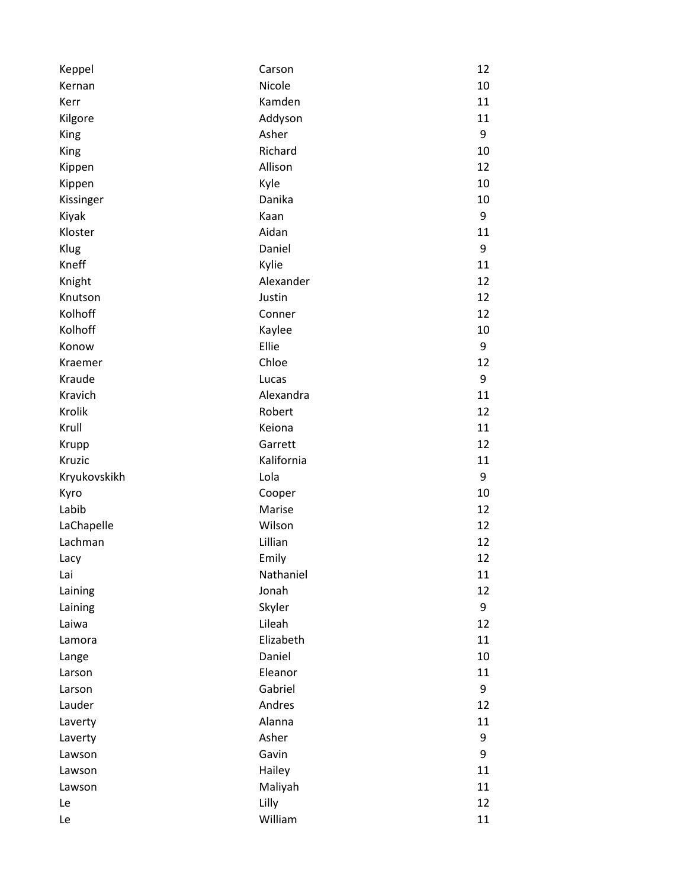| | | |
|---|---|---|
| Keppel | Carson | 12 |
| Kernan | Nicole | 10 |
| Kerr | Kamden | 11 |
| Kilgore | Addyson | 11 |
| King | Asher | 9 |
| King | Richard | 10 |
| Kippen | Allison | 12 |
| Kippen | Kyle | 10 |
| Kissinger | Danika | 10 |
| Kiyak | Kaan | 9 |
| Kloster | Aidan | 11 |
| Klug | Daniel | 9 |
| Kneff | Kylie | 11 |
| Knight | Alexander | 12 |
| Knutson | Justin | 12 |
| Kolhoff | Conner | 12 |
| Kolhoff | Kaylee | 10 |
| Konow | Ellie | 9 |
| Kraemer | Chloe | 12 |
| Kraude | Lucas | 9 |
| Kravich | Alexandra | 11 |
| Krolik | Robert | 12 |
| Krull | Keiona | 11 |
| Krupp | Garrett | 12 |
| Kruzic | Kalifornia | 11 |
| Kryukovskikh | Lola | 9 |
| Kyro | Cooper | 10 |
| Labib | Marise | 12 |
| LaChapelle | Wilson | 12 |
| Lachman | Lillian | 12 |
| Lacy | Emily | 12 |
| Lai | Nathaniel | 11 |
| Laining | Jonah | 12 |
| Laining | Skyler | 9 |
| Laiwa | Lileah | 12 |
| Lamora | Elizabeth | 11 |
| Lange | Daniel | 10 |
| Larson | Eleanor | 11 |
| Larson | Gabriel | 9 |
| Lauder | Andres | 12 |
| Laverty | Alanna | 11 |
| Laverty | Asher | 9 |
| Lawson | Gavin | 9 |
| Lawson | Hailey | 11 |
| Lawson | Maliyah | 11 |
| Le | Lilly | 12 |
| Le | William | 11 |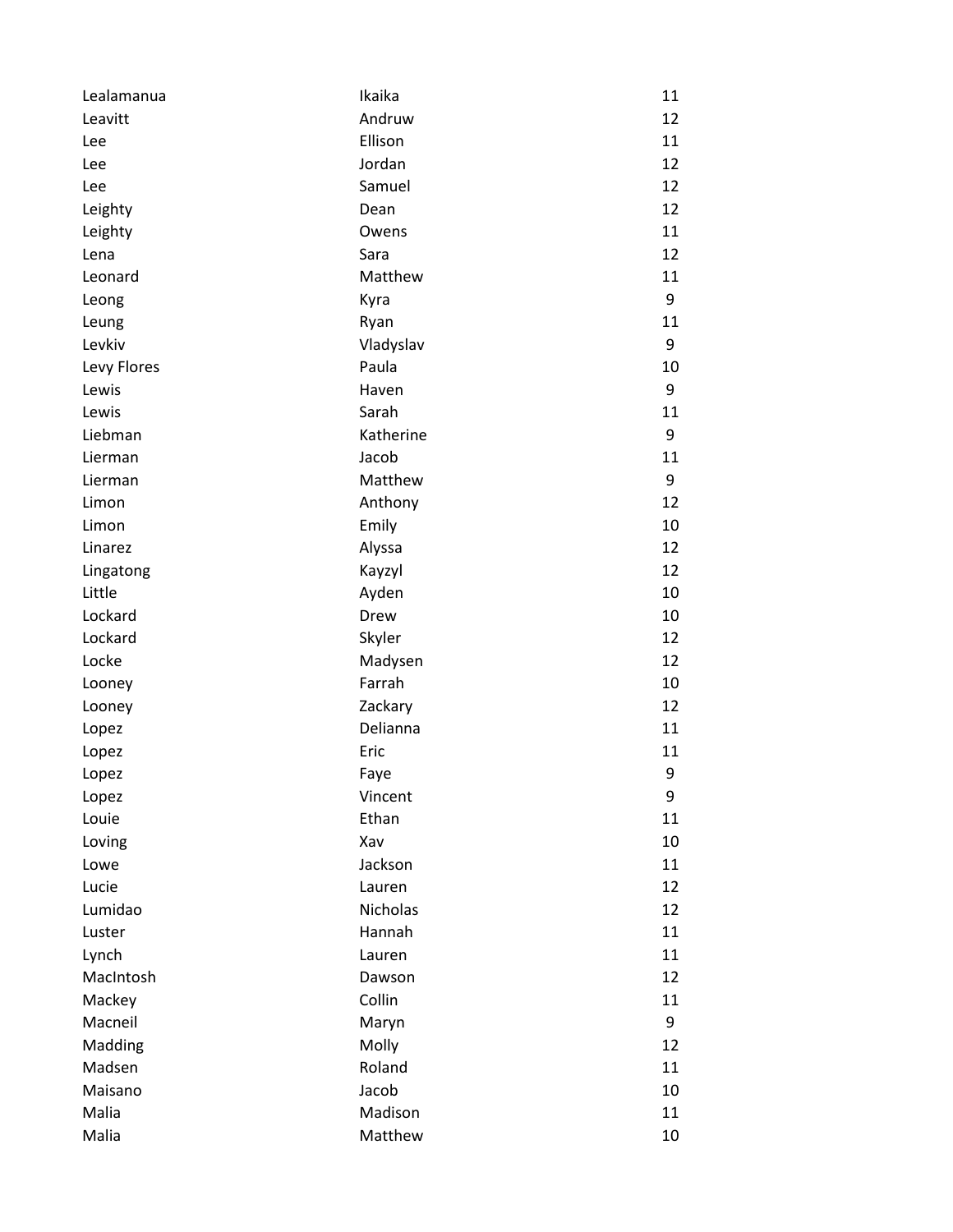| | | |
|---|---|---|
| Lealamanua | Ikaika | 11 |
| Leavitt | Andruw | 12 |
| Lee | Ellison | 11 |
| Lee | Jordan | 12 |
| Lee | Samuel | 12 |
| Leighty | Dean | 12 |
| Leighty | Owens | 11 |
| Lena | Sara | 12 |
| Leonard | Matthew | 11 |
| Leong | Kyra | 9 |
| Leung | Ryan | 11 |
| Levkiv | Vladyslav | 9 |
| Levy Flores | Paula | 10 |
| Lewis | Haven | 9 |
| Lewis | Sarah | 11 |
| Liebman | Katherine | 9 |
| Lierman | Jacob | 11 |
| Lierman | Matthew | 9 |
| Limon | Anthony | 12 |
| Limon | Emily | 10 |
| Linarez | Alyssa | 12 |
| Lingatong | Kayzyl | 12 |
| Little | Ayden | 10 |
| Lockard | Drew | 10 |
| Lockard | Skyler | 12 |
| Locke | Madysen | 12 |
| Looney | Farrah | 10 |
| Looney | Zackary | 12 |
| Lopez | Delianna | 11 |
| Lopez | Eric | 11 |
| Lopez | Faye | 9 |
| Lopez | Vincent | 9 |
| Louie | Ethan | 11 |
| Loving | Xav | 10 |
| Lowe | Jackson | 11 |
| Lucie | Lauren | 12 |
| Lumidao | Nicholas | 12 |
| Luster | Hannah | 11 |
| Lynch | Lauren | 11 |
| MacIntosh | Dawson | 12 |
| Mackey | Collin | 11 |
| Macneil | Maryn | 9 |
| Madding | Molly | 12 |
| Madsen | Roland | 11 |
| Maisano | Jacob | 10 |
| Malia | Madison | 11 |
| Malia | Matthew | 10 |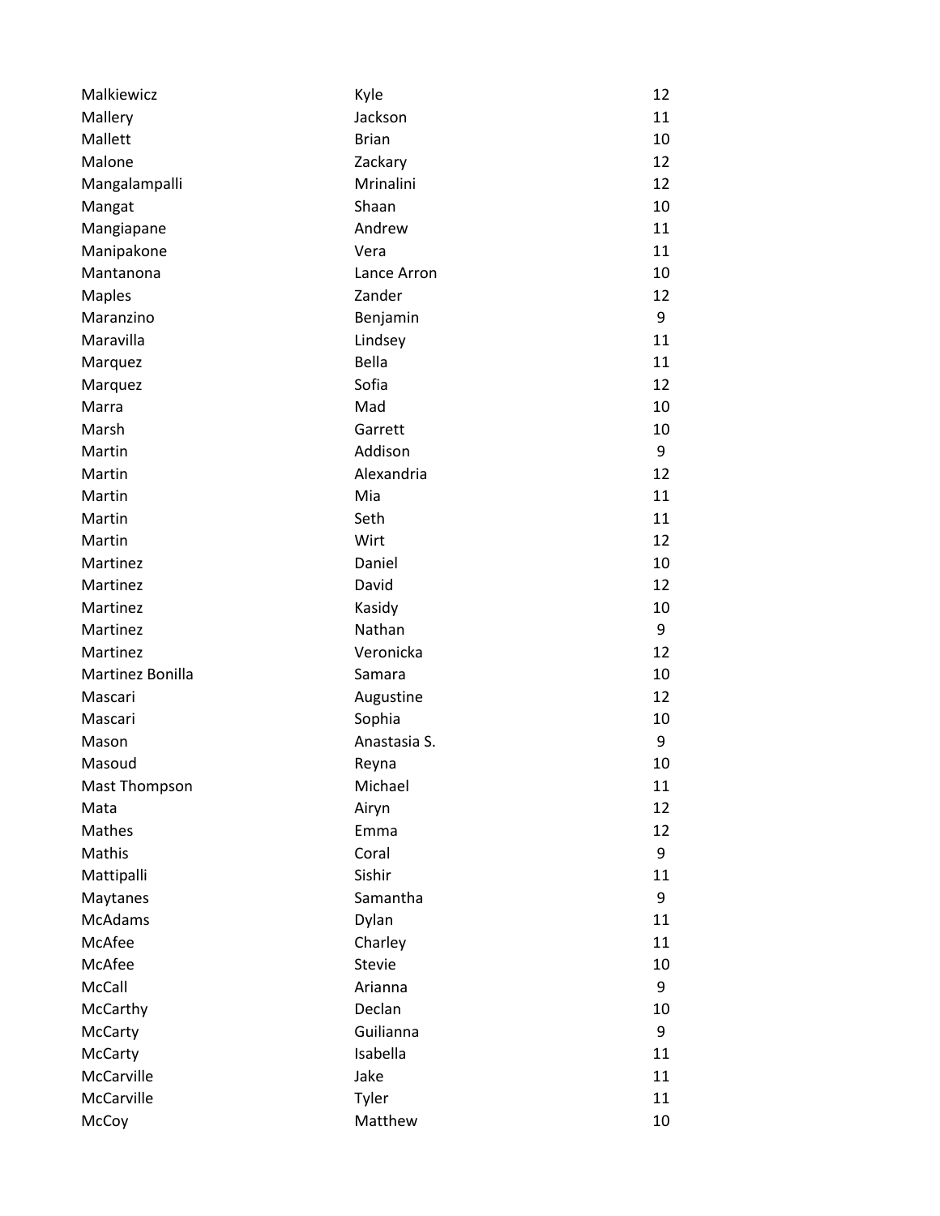| | | |
|---|---|---|
| Malkiewicz | Kyle | 12 |
| Mallery | Jackson | 11 |
| Mallett | Brian | 10 |
| Malone | Zackary | 12 |
| Mangalampalli | Mrinalini | 12 |
| Mangat | Shaan | 10 |
| Mangiapane | Andrew | 11 |
| Manipakone | Vera | 11 |
| Mantanona | Lance Arron | 10 |
| Maples | Zander | 12 |
| Maranzino | Benjamin | 9 |
| Maravilla | Lindsey | 11 |
| Marquez | Bella | 11 |
| Marquez | Sofia | 12 |
| Marra | Mad | 10 |
| Marsh | Garrett | 10 |
| Martin | Addison | 9 |
| Martin | Alexandria | 12 |
| Martin | Mia | 11 |
| Martin | Seth | 11 |
| Martin | Wirt | 12 |
| Martinez | Daniel | 10 |
| Martinez | David | 12 |
| Martinez | Kasidy | 10 |
| Martinez | Nathan | 9 |
| Martinez | Veronicka | 12 |
| Martinez Bonilla | Samara | 10 |
| Mascari | Augustine | 12 |
| Mascari | Sophia | 10 |
| Mason | Anastasia S. | 9 |
| Masoud | Reyna | 10 |
| Mast Thompson | Michael | 11 |
| Mata | Airyn | 12 |
| Mathes | Emma | 12 |
| Mathis | Coral | 9 |
| Mattipalli | Sishir | 11 |
| Maytanes | Samantha | 9 |
| McAdams | Dylan | 11 |
| McAfee | Charley | 11 |
| McAfee | Stevie | 10 |
| McCall | Arianna | 9 |
| McCarthy | Declan | 10 |
| McCarty | Guilianna | 9 |
| McCarty | Isabella | 11 |
| McCarville | Jake | 11 |
| McCarville | Tyler | 11 |
| McCoy | Matthew | 10 |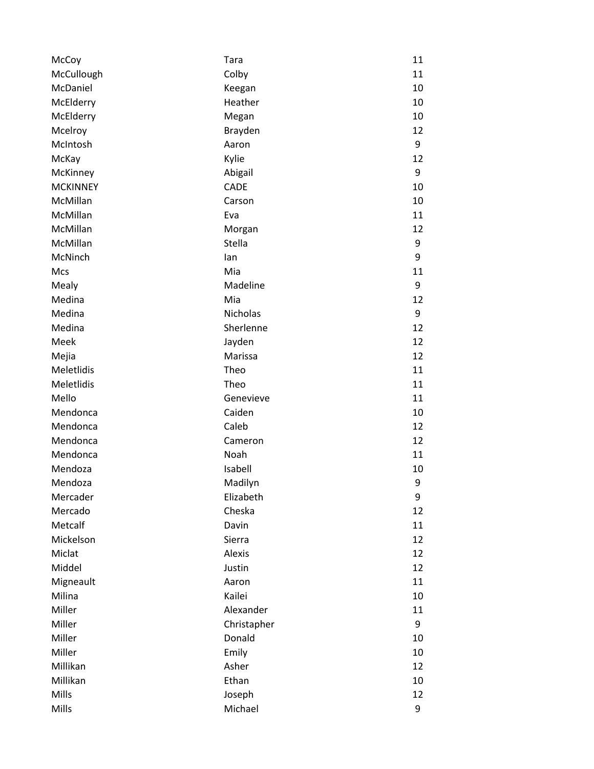| | | |
|---|---|---|
| McCoy | Tara | 11 |
| McCullough | Colby | 11 |
| McDaniel | Keegan | 10 |
| McElderry | Heather | 10 |
| McElderry | Megan | 10 |
| Mcelroy | Brayden | 12 |
| McIntosh | Aaron | 9 |
| McKay | Kylie | 12 |
| McKinney | Abigail | 9 |
| MCKINNEY | CADE | 10 |
| McMillan | Carson | 10 |
| McMillan | Eva | 11 |
| McMillan | Morgan | 12 |
| McMillan | Stella | 9 |
| McNinch | Ian | 9 |
| Mcs | Mia | 11 |
| Mealy | Madeline | 9 |
| Medina | Mia | 12 |
| Medina | Nicholas | 9 |
| Medina | Sherlenne | 12 |
| Meek | Jayden | 12 |
| Mejia | Marissa | 12 |
| Meletlidis | Theo | 11 |
| Meletlidis | Theo | 11 |
| Mello | Genevieve | 11 |
| Mendonca | Caiden | 10 |
| Mendonca | Caleb | 12 |
| Mendonca | Cameron | 12 |
| Mendonca | Noah | 11 |
| Mendoza | Isabell | 10 |
| Mendoza | Madilyn | 9 |
| Mercader | Elizabeth | 9 |
| Mercado | Cheska | 12 |
| Metcalf | Davin | 11 |
| Mickelson | Sierra | 12 |
| Miclat | Alexis | 12 |
| Middel | Justin | 12 |
| Migneault | Aaron | 11 |
| Milina | Kailei | 10 |
| Miller | Alexander | 11 |
| Miller | Christapher | 9 |
| Miller | Donald | 10 |
| Miller | Emily | 10 |
| Millikan | Asher | 12 |
| Millikan | Ethan | 10 |
| Mills | Joseph | 12 |
| Mills | Michael | 9 |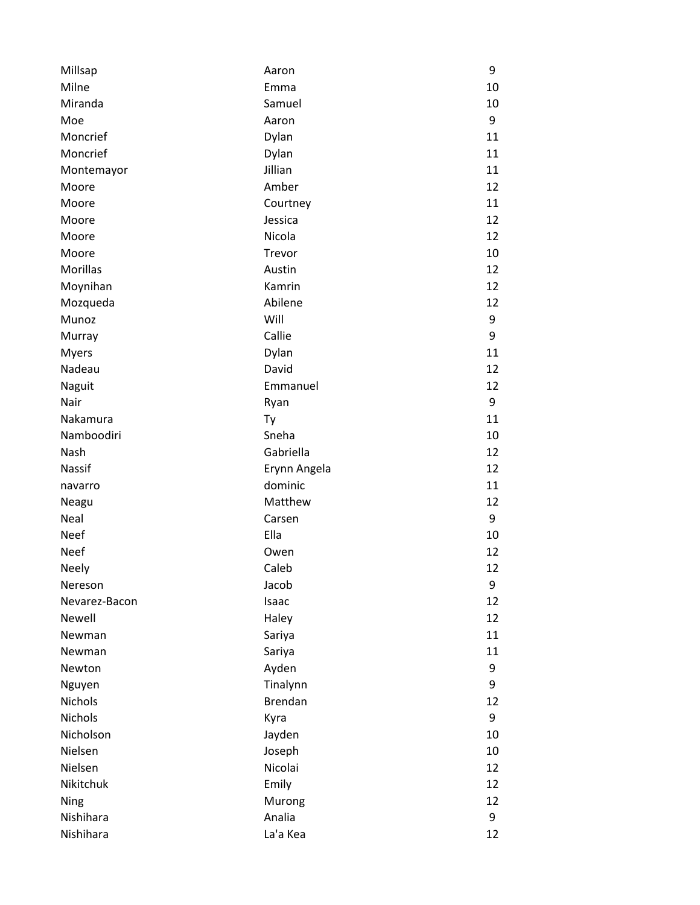| | | |
|---|---|---|
| Millsap | Aaron | 9 |
| Milne | Emma | 10 |
| Miranda | Samuel | 10 |
| Moe | Aaron | 9 |
| Moncrief | Dylan | 11 |
| Moncrief | Dylan | 11 |
| Montemayor | Jillian | 11 |
| Moore | Amber | 12 |
| Moore | Courtney | 11 |
| Moore | Jessica | 12 |
| Moore | Nicola | 12 |
| Moore | Trevor | 10 |
| Morillas | Austin | 12 |
| Moynihan | Kamrin | 12 |
| Mozqueda | Abilene | 12 |
| Munoz | Will | 9 |
| Murray | Callie | 9 |
| Myers | Dylan | 11 |
| Nadeau | David | 12 |
| Naguit | Emmanuel | 12 |
| Nair | Ryan | 9 |
| Nakamura | Ty | 11 |
| Namboodiri | Sneha | 10 |
| Nash | Gabriella | 12 |
| Nassif | Erynn Angela | 12 |
| navarro | dominic | 11 |
| Neagu | Matthew | 12 |
| Neal | Carsen | 9 |
| Neef | Ella | 10 |
| Neef | Owen | 12 |
| Neely | Caleb | 12 |
| Nereson | Jacob | 9 |
| Nevarez-Bacon | Isaac | 12 |
| Newell | Haley | 12 |
| Newman | Sariya | 11 |
| Newman | Sariya | 11 |
| Newton | Ayden | 9 |
| Nguyen | Tinalynn | 9 |
| Nichols | Brendan | 12 |
| Nichols | Kyra | 9 |
| Nicholson | Jayden | 10 |
| Nielsen | Joseph | 10 |
| Nielsen | Nicolai | 12 |
| Nikitchuk | Emily | 12 |
| Ning | Murong | 12 |
| Nishihara | Analia | 9 |
| Nishihara | La'a Kea | 12 |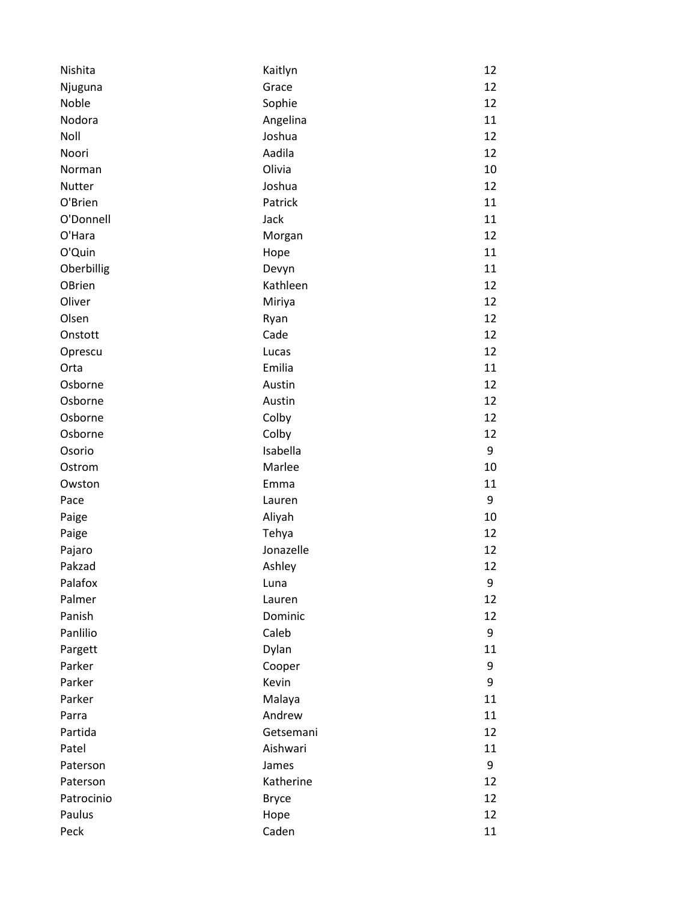| | | |
|---|---|---|
| Nishita | Kaitlyn | 12 |
| Njuguna | Grace | 12 |
| Noble | Sophie | 12 |
| Nodora | Angelina | 11 |
| Noll | Joshua | 12 |
| Noori | Aadila | 12 |
| Norman | Olivia | 10 |
| Nutter | Joshua | 12 |
| O'Brien | Patrick | 11 |
| O'Donnell | Jack | 11 |
| O'Hara | Morgan | 12 |
| O'Quin | Hope | 11 |
| Oberbillig | Devyn | 11 |
| OBrien | Kathleen | 12 |
| Oliver | Miriya | 12 |
| Olsen | Ryan | 12 |
| Onstott | Cade | 12 |
| Oprescu | Lucas | 12 |
| Orta | Emilia | 11 |
| Osborne | Austin | 12 |
| Osborne | Austin | 12 |
| Osborne | Colby | 12 |
| Osborne | Colby | 12 |
| Osorio | Isabella | 9 |
| Ostrom | Marlee | 10 |
| Owston | Emma | 11 |
| Pace | Lauren | 9 |
| Paige | Aliyah | 10 |
| Paige | Tehya | 12 |
| Pajaro | Jonazelle | 12 |
| Pakzad | Ashley | 12 |
| Palafox | Luna | 9 |
| Palmer | Lauren | 12 |
| Panish | Dominic | 12 |
| Panlilio | Caleb | 9 |
| Pargett | Dylan | 11 |
| Parker | Cooper | 9 |
| Parker | Kevin | 9 |
| Parker | Malaya | 11 |
| Parra | Andrew | 11 |
| Partida | Getsemani | 12 |
| Patel | Aishwari | 11 |
| Paterson | James | 9 |
| Paterson | Katherine | 12 |
| Patrocinio | Bryce | 12 |
| Paulus | Hope | 12 |
| Peck | Caden | 11 |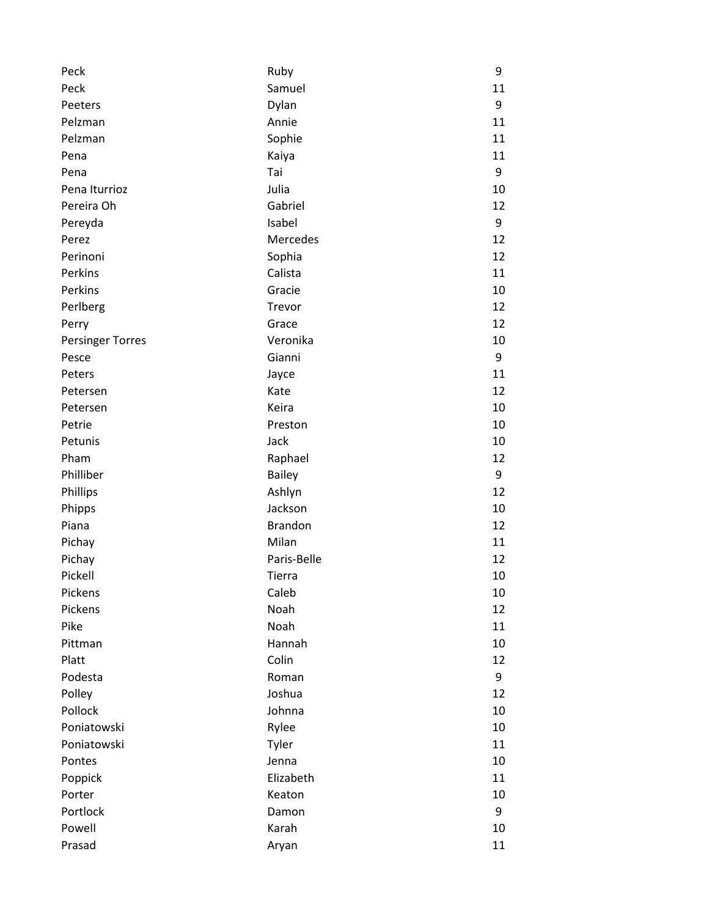| | | |
|---|---|---|
| Peck | Ruby | 9 |
| Peck | Samuel | 11 |
| Peeters | Dylan | 9 |
| Pelzman | Annie | 11 |
| Pelzman | Sophie | 11 |
| Pena | Kaiya | 11 |
| Pena | Tai | 9 |
| Pena Iturrioz | Julia | 10 |
| Pereira Oh | Gabriel | 12 |
| Pereyda | Isabel | 9 |
| Perez | Mercedes | 12 |
| Perinoni | Sophia | 12 |
| Perkins | Calista | 11 |
| Perkins | Gracie | 10 |
| Perlberg | Trevor | 12 |
| Perry | Grace | 12 |
| Persinger Torres | Veronika | 10 |
| Pesce | Gianni | 9 |
| Peters | Jayce | 11 |
| Petersen | Kate | 12 |
| Petersen | Keira | 10 |
| Petrie | Preston | 10 |
| Petunis | Jack | 10 |
| Pham | Raphael | 12 |
| Philliber | Bailey | 9 |
| Phillips | Ashlyn | 12 |
| Phipps | Jackson | 10 |
| Piana | Brandon | 12 |
| Pichay | Milan | 11 |
| Pichay | Paris-Belle | 12 |
| Pickell | Tierra | 10 |
| Pickens | Caleb | 10 |
| Pickens | Noah | 12 |
| Pike | Noah | 11 |
| Pittman | Hannah | 10 |
| Platt | Colin | 12 |
| Podesta | Roman | 9 |
| Polley | Joshua | 12 |
| Pollock | Johnna | 10 |
| Poniatowski | Rylee | 10 |
| Poniatowski | Tyler | 11 |
| Pontes | Jenna | 10 |
| Poppick | Elizabeth | 11 |
| Porter | Keaton | 10 |
| Portlock | Damon | 9 |
| Powell | Karah | 10 |
| Prasad | Aryan | 11 |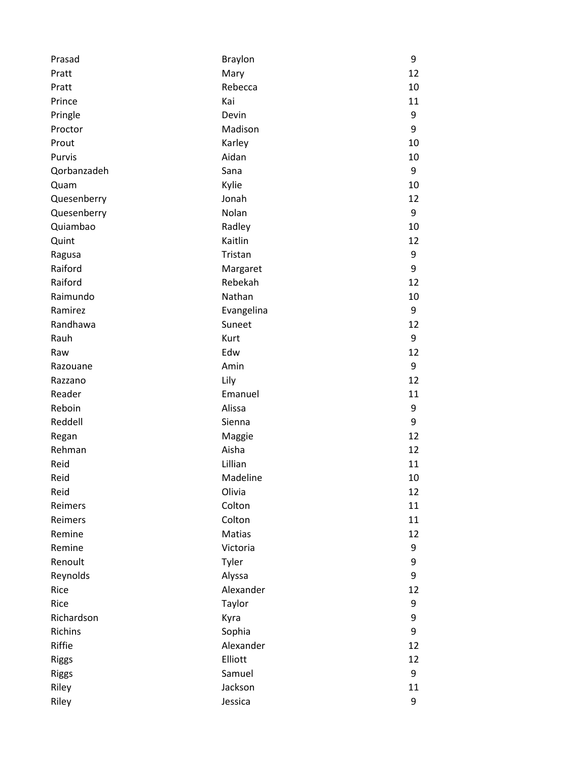| | | |
|---|---|---|
| Prasad | Braylon | 9 |
| Pratt | Mary | 12 |
| Pratt | Rebecca | 10 |
| Prince | Kai | 11 |
| Pringle | Devin | 9 |
| Proctor | Madison | 9 |
| Prout | Karley | 10 |
| Purvis | Aidan | 10 |
| Qorbanzadeh | Sana | 9 |
| Quam | Kylie | 10 |
| Quesenberry | Jonah | 12 |
| Quesenberry | Nolan | 9 |
| Quiambao | Radley | 10 |
| Quint | Kaitlin | 12 |
| Ragusa | Tristan | 9 |
| Raiford | Margaret | 9 |
| Raiford | Rebekah | 12 |
| Raimundo | Nathan | 10 |
| Ramirez | Evangelina | 9 |
| Randhawa | Suneet | 12 |
| Rauh | Kurt | 9 |
| Raw | Edw | 12 |
| Razouane | Amin | 9 |
| Razzano | Lily | 12 |
| Reader | Emanuel | 11 |
| Reboin | Alissa | 9 |
| Reddell | Sienna | 9 |
| Regan | Maggie | 12 |
| Rehman | Aisha | 12 |
| Reid | Lillian | 11 |
| Reid | Madeline | 10 |
| Reid | Olivia | 12 |
| Reimers | Colton | 11 |
| Reimers | Colton | 11 |
| Remine | Matias | 12 |
| Remine | Victoria | 9 |
| Renoult | Tyler | 9 |
| Reynolds | Alyssa | 9 |
| Rice | Alexander | 12 |
| Rice | Taylor | 9 |
| Richardson | Kyra | 9 |
| Richins | Sophia | 9 |
| Riffie | Alexander | 12 |
| Riggs | Elliott | 12 |
| Riggs | Samuel | 9 |
| Riley | Jackson | 11 |
| Riley | Jessica | 9 |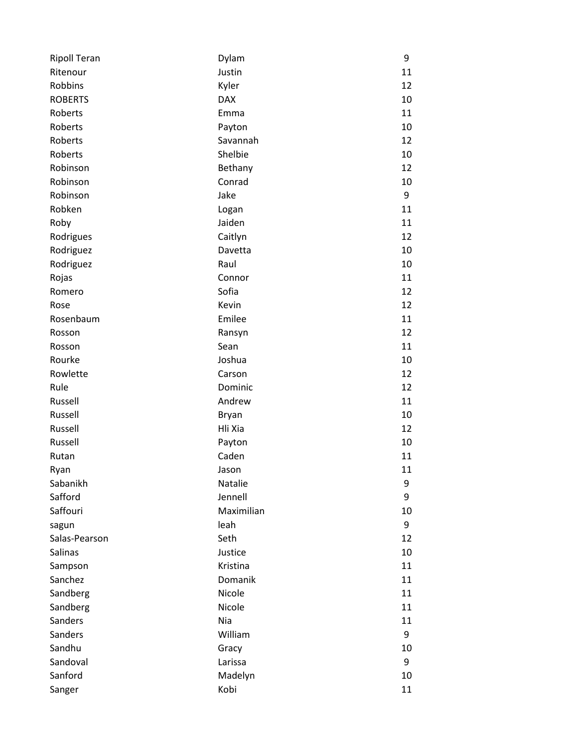| | | |
|---|---|---|
| Ripoll Teran | Dylam | 9 |
| Ritenour | Justin | 11 |
| Robbins | Kyler | 12 |
| ROBERTS | DAX | 10 |
| Roberts | Emma | 11 |
| Roberts | Payton | 10 |
| Roberts | Savannah | 12 |
| Roberts | Shelbie | 10 |
| Robinson | Bethany | 12 |
| Robinson | Conrad | 10 |
| Robinson | Jake | 9 |
| Robken | Logan | 11 |
| Roby | Jaiden | 11 |
| Rodrigues | Caitlyn | 12 |
| Rodriguez | Davetta | 10 |
| Rodriguez | Raul | 10 |
| Rojas | Connor | 11 |
| Romero | Sofia | 12 |
| Rose | Kevin | 12 |
| Rosenbaum | Emilee | 11 |
| Rosson | Ransyn | 12 |
| Rosson | Sean | 11 |
| Rourke | Joshua | 10 |
| Rowlette | Carson | 12 |
| Rule | Dominic | 12 |
| Russell | Andrew | 11 |
| Russell | Bryan | 10 |
| Russell | Hli Xia | 12 |
| Russell | Payton | 10 |
| Rutan | Caden | 11 |
| Ryan | Jason | 11 |
| Sabanikh | Natalie | 9 |
| Safford | Jennell | 9 |
| Saffouri | Maximilian | 10 |
| sagun | leah | 9 |
| Salas-Pearson | Seth | 12 |
| Salinas | Justice | 10 |
| Sampson | Kristina | 11 |
| Sanchez | Domanik | 11 |
| Sandberg | Nicole | 11 |
| Sandberg | Nicole | 11 |
| Sanders | Nia | 11 |
| Sanders | William | 9 |
| Sandhu | Gracy | 10 |
| Sandoval | Larissa | 9 |
| Sanford | Madelyn | 10 |
| Sanger | Kobi | 11 |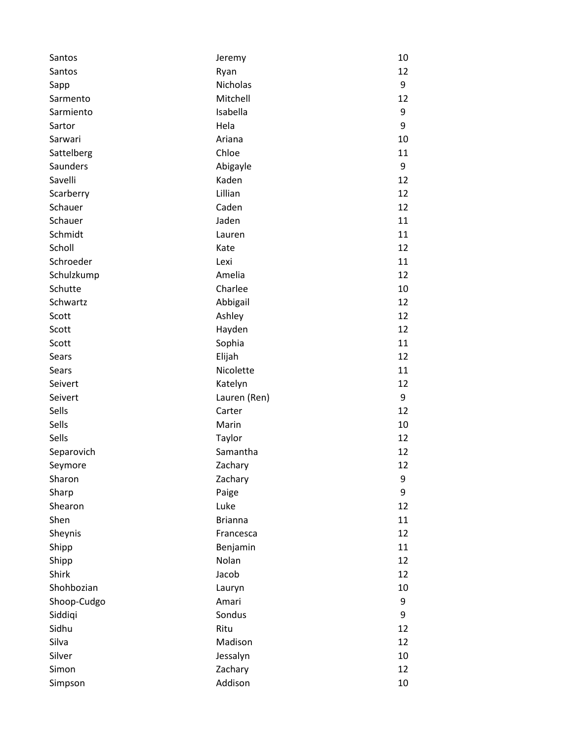| | | |
|---|---|---|
| Santos | Jeremy | 10 |
| Santos | Ryan | 12 |
| Sapp | Nicholas | 9 |
| Sarmento | Mitchell | 12 |
| Sarmiento | Isabella | 9 |
| Sartor | Hela | 9 |
| Sarwari | Ariana | 10 |
| Sattelberg | Chloe | 11 |
| Saunders | Abigayle | 9 |
| Savelli | Kaden | 12 |
| Scarberry | Lillian | 12 |
| Schauer | Caden | 12 |
| Schauer | Jaden | 11 |
| Schmidt | Lauren | 11 |
| Scholl | Kate | 12 |
| Schroeder | Lexi | 11 |
| Schulzkump | Amelia | 12 |
| Schutte | Charlee | 10 |
| Schwartz | Abbigail | 12 |
| Scott | Ashley | 12 |
| Scott | Hayden | 12 |
| Scott | Sophia | 11 |
| Sears | Elijah | 12 |
| Sears | Nicolette | 11 |
| Seivert | Katelyn | 12 |
| Seivert | Lauren (Ren) | 9 |
| Sells | Carter | 12 |
| Sells | Marin | 10 |
| Sells | Taylor | 12 |
| Separovich | Samantha | 12 |
| Seymore | Zachary | 12 |
| Sharon | Zachary | 9 |
| Sharp | Paige | 9 |
| Shearon | Luke | 12 |
| Shen | Brianna | 11 |
| Sheynis | Francesca | 12 |
| Shipp | Benjamin | 11 |
| Shipp | Nolan | 12 |
| Shirk | Jacob | 12 |
| Shohbozian | Lauryn | 10 |
| Shoop-Cudgo | Amari | 9 |
| Siddiqi | Sondus | 9 |
| Sidhu | Ritu | 12 |
| Silva | Madison | 12 |
| Silver | Jessalyn | 10 |
| Simon | Zachary | 12 |
| Simpson | Addison | 10 |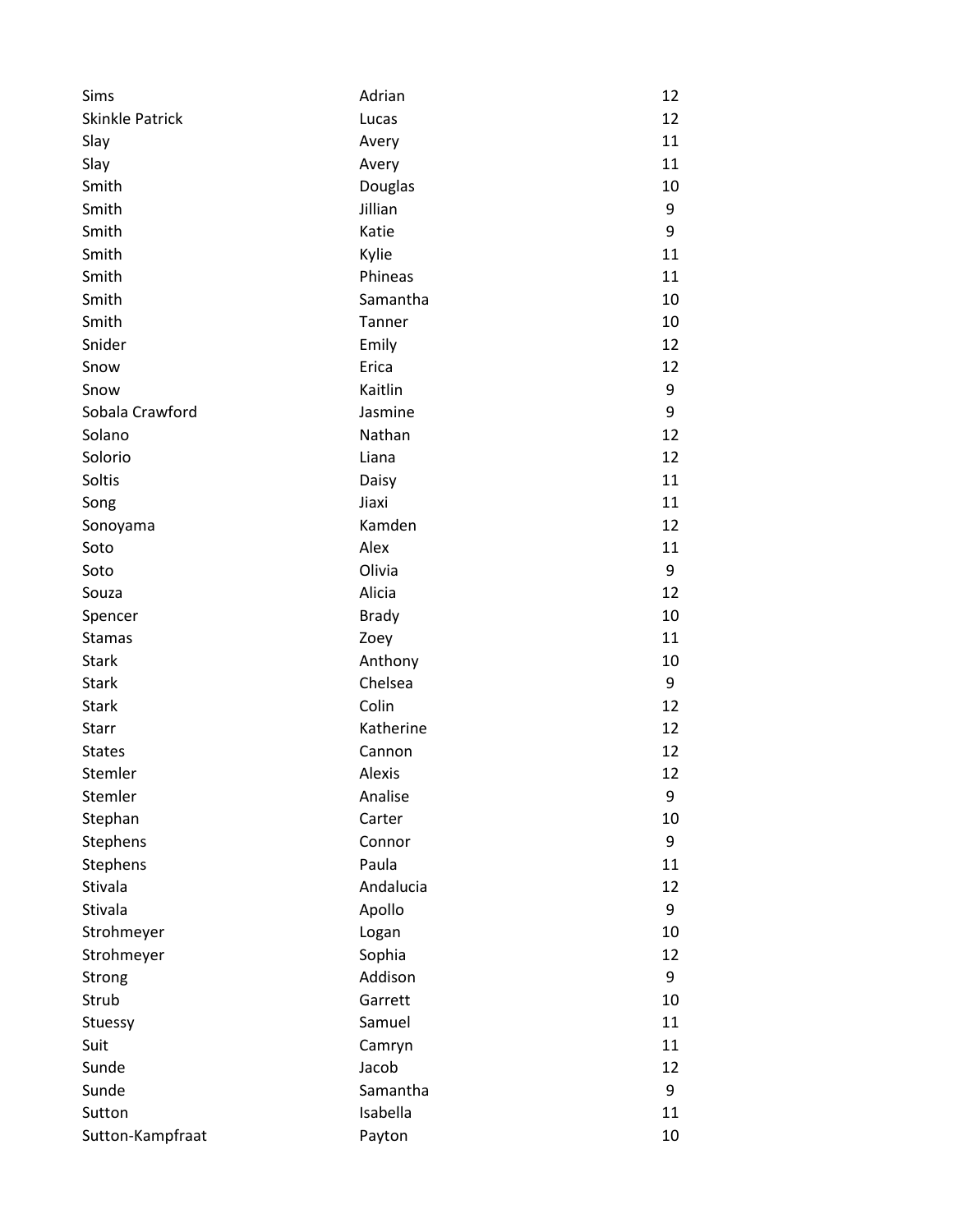| | | |
|---|---|---|
| Sims | Adrian | 12 |
| Skinkle Patrick | Lucas | 12 |
| Slay | Avery | 11 |
| Slay | Avery | 11 |
| Smith | Douglas | 10 |
| Smith | Jillian | 9 |
| Smith | Katie | 9 |
| Smith | Kylie | 11 |
| Smith | Phineas | 11 |
| Smith | Samantha | 10 |
| Smith | Tanner | 10 |
| Snider | Emily | 12 |
| Snow | Erica | 12 |
| Snow | Kaitlin | 9 |
| Sobala Crawford | Jasmine | 9 |
| Solano | Nathan | 12 |
| Solorio | Liana | 12 |
| Soltis | Daisy | 11 |
| Song | Jiaxi | 11 |
| Sonoyama | Kamden | 12 |
| Soto | Alex | 11 |
| Soto | Olivia | 9 |
| Souza | Alicia | 12 |
| Spencer | Brady | 10 |
| Stamas | Zoey | 11 |
| Stark | Anthony | 10 |
| Stark | Chelsea | 9 |
| Stark | Colin | 12 |
| Starr | Katherine | 12 |
| States | Cannon | 12 |
| Stemler | Alexis | 12 |
| Stemler | Analise | 9 |
| Stephan | Carter | 10 |
| Stephens | Connor | 9 |
| Stephens | Paula | 11 |
| Stivala | Andalucia | 12 |
| Stivala | Apollo | 9 |
| Strohmeyer | Logan | 10 |
| Strohmeyer | Sophia | 12 |
| Strong | Addison | 9 |
| Strub | Garrett | 10 |
| Stuessy | Samuel | 11 |
| Suit | Camryn | 11 |
| Sunde | Jacob | 12 |
| Sunde | Samantha | 9 |
| Sutton | Isabella | 11 |
| Sutton-Kampfraat | Payton | 10 |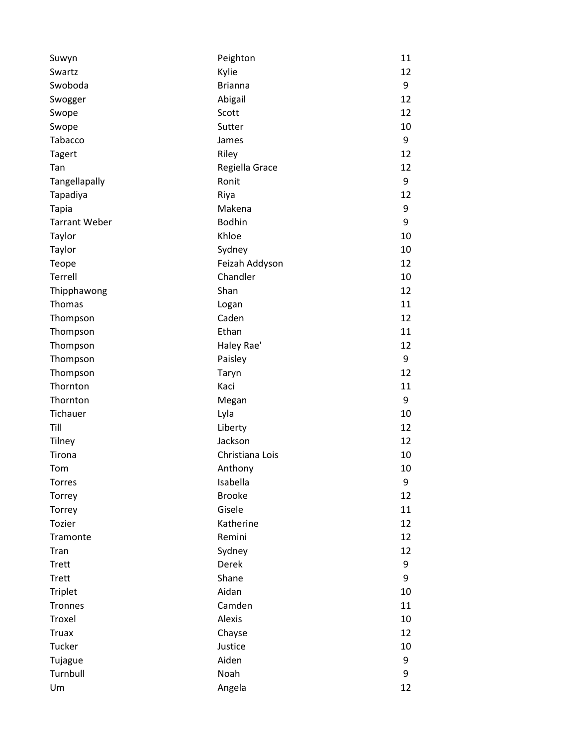| | | |
|---|---|---|
| Suwyn | Peighton | 11 |
| Swartz | Kylie | 12 |
| Swoboda | Brianna | 9 |
| Swogger | Abigail | 12 |
| Swope | Scott | 12 |
| Swope | Sutter | 10 |
| Tabacco | James | 9 |
| Tagert | Riley | 12 |
| Tan | Regiella Grace | 12 |
| Tangellapally | Ronit | 9 |
| Tapadiya | Riya | 12 |
| Tapia | Makena | 9 |
| Tarrant Weber | Bodhin | 9 |
| Taylor | Khloe | 10 |
| Taylor | Sydney | 10 |
| Teope | Feizah Addyson | 12 |
| Terrell | Chandler | 10 |
| Thipphawong | Shan | 12 |
| Thomas | Logan | 11 |
| Thompson | Caden | 12 |
| Thompson | Ethan | 11 |
| Thompson | Haley Rae' | 12 |
| Thompson | Paisley | 9 |
| Thompson | Taryn | 12 |
| Thornton | Kaci | 11 |
| Thornton | Megan | 9 |
| Tichauer | Lyla | 10 |
| Till | Liberty | 12 |
| Tilney | Jackson | 12 |
| Tirona | Christiana Lois | 10 |
| Tom | Anthony | 10 |
| Torres | Isabella | 9 |
| Torrey | Brooke | 12 |
| Torrey | Gisele | 11 |
| Tozier | Katherine | 12 |
| Tramonte | Remini | 12 |
| Tran | Sydney | 12 |
| Trett | Derek | 9 |
| Trett | Shane | 9 |
| Triplet | Aidan | 10 |
| Tronnes | Camden | 11 |
| Troxel | Alexis | 10 |
| Truax | Chayse | 12 |
| Tucker | Justice | 10 |
| Tujague | Aiden | 9 |
| Turnbull | Noah | 9 |
| Um | Angela | 12 |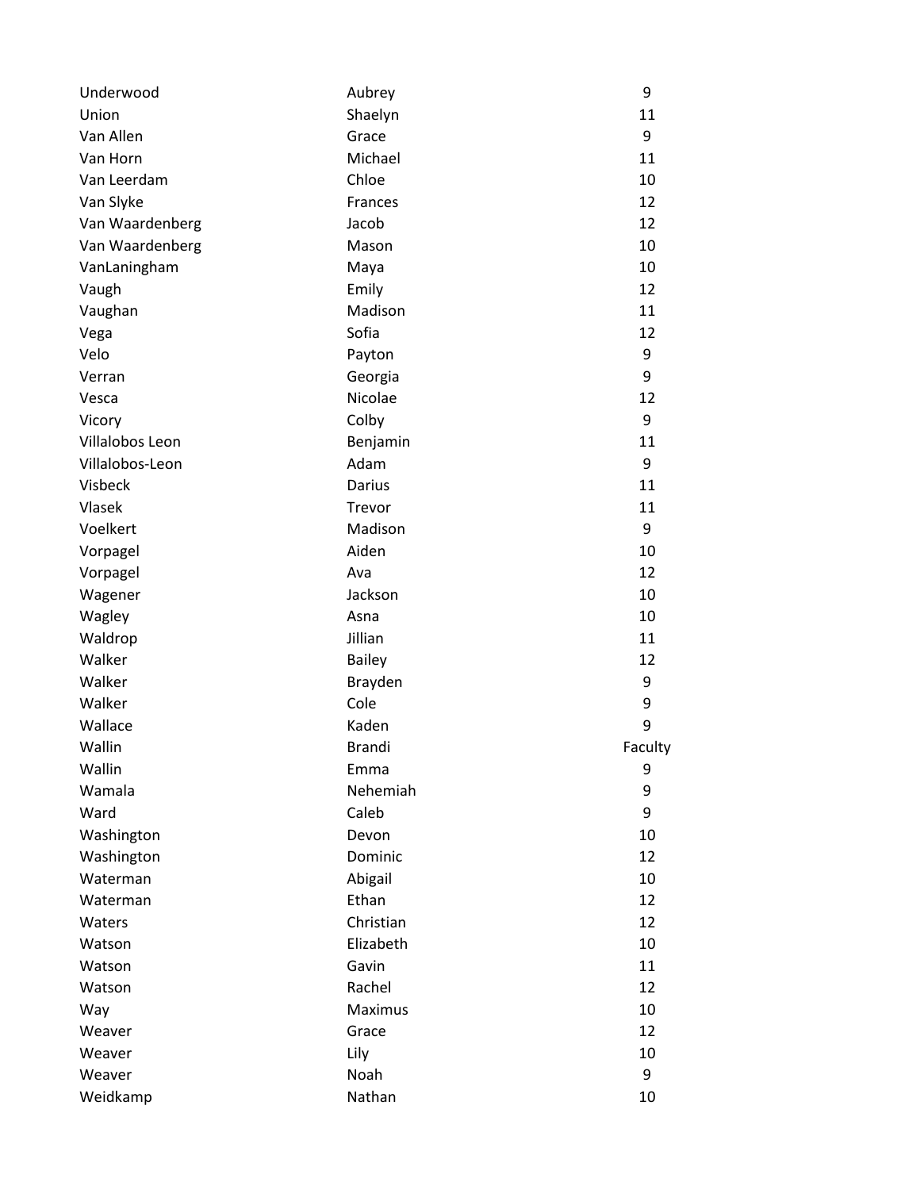| | | |
|---|---|---|
| Underwood | Aubrey | 9 |
| Union | Shaelyn | 11 |
| Van Allen | Grace | 9 |
| Van Horn | Michael | 11 |
| Van Leerdam | Chloe | 10 |
| Van Slyke | Frances | 12 |
| Van Waardenberg | Jacob | 12 |
| Van Waardenberg | Mason | 10 |
| VanLaningham | Maya | 10 |
| Vaugh | Emily | 12 |
| Vaughan | Madison | 11 |
| Vega | Sofia | 12 |
| Velo | Payton | 9 |
| Verran | Georgia | 9 |
| Vesca | Nicolae | 12 |
| Vicory | Colby | 9 |
| Villalobos Leon | Benjamin | 11 |
| Villalobos-Leon | Adam | 9 |
| Visbeck | Darius | 11 |
| Vlasek | Trevor | 11 |
| Voelkert | Madison | 9 |
| Vorpagel | Aiden | 10 |
| Vorpagel | Ava | 12 |
| Wagener | Jackson | 10 |
| Wagley | Asna | 10 |
| Waldrop | Jillian | 11 |
| Walker | Bailey | 12 |
| Walker | Brayden | 9 |
| Walker | Cole | 9 |
| Wallace | Kaden | 9 |
| Wallin | Brandi | Faculty |
| Wallin | Emma | 9 |
| Wamala | Nehemiah | 9 |
| Ward | Caleb | 9 |
| Washington | Devon | 10 |
| Washington | Dominic | 12 |
| Waterman | Abigail | 10 |
| Waterman | Ethan | 12 |
| Waters | Christian | 12 |
| Watson | Elizabeth | 10 |
| Watson | Gavin | 11 |
| Watson | Rachel | 12 |
| Way | Maximus | 10 |
| Weaver | Grace | 12 |
| Weaver | Lily | 10 |
| Weaver | Noah | 9 |
| Weidkamp | Nathan | 10 |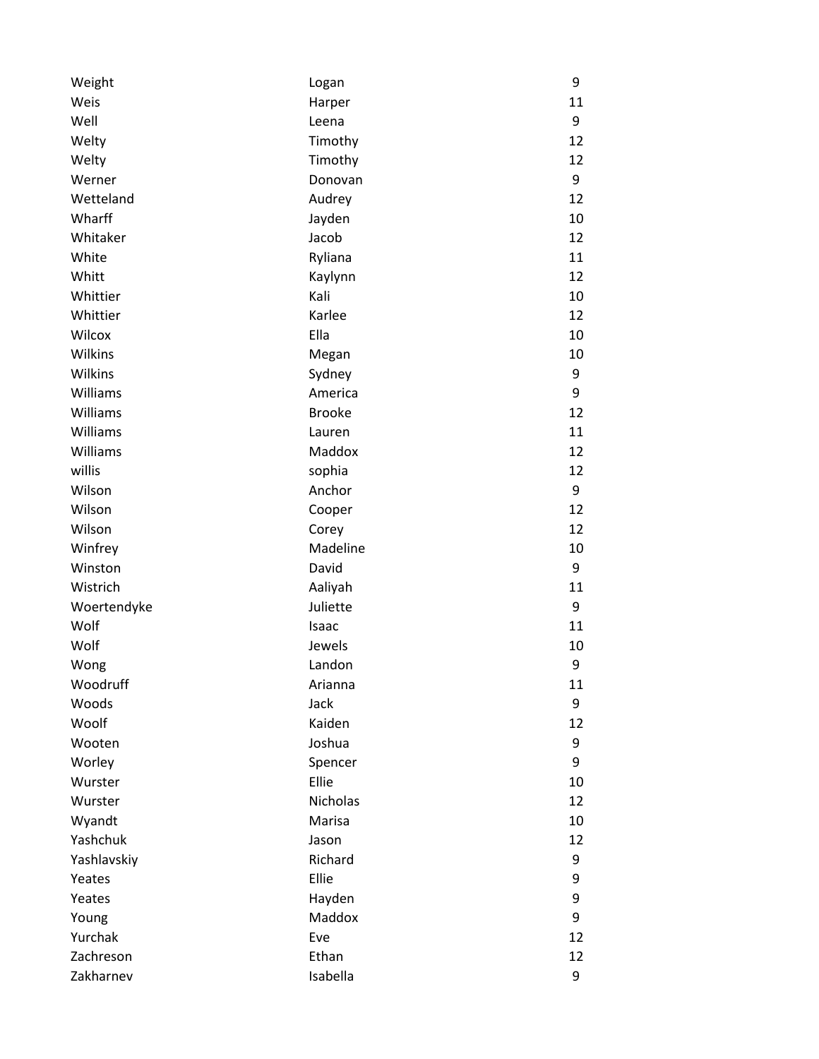| | | |
|---|---|---|
| Weight | Logan | 9 |
| Weis | Harper | 11 |
| Well | Leena | 9 |
| Welty | Timothy | 12 |
| Welty | Timothy | 12 |
| Werner | Donovan | 9 |
| Wetteland | Audrey | 12 |
| Wharff | Jayden | 10 |
| Whitaker | Jacob | 12 |
| White | Ryliana | 11 |
| Whitt | Kaylynn | 12 |
| Whittier | Kali | 10 |
| Whittier | Karlee | 12 |
| Wilcox | Ella | 10 |
| Wilkins | Megan | 10 |
| Wilkins | Sydney | 9 |
| Williams | America | 9 |
| Williams | Brooke | 12 |
| Williams | Lauren | 11 |
| Williams | Maddox | 12 |
| willis | sophia | 12 |
| Wilson | Anchor | 9 |
| Wilson | Cooper | 12 |
| Wilson | Corey | 12 |
| Winfrey | Madeline | 10 |
| Winston | David | 9 |
| Wistrich | Aaliyah | 11 |
| Woertendyke | Juliette | 9 |
| Wolf | Isaac | 11 |
| Wolf | Jewels | 10 |
| Wong | Landon | 9 |
| Woodruff | Arianna | 11 |
| Woods | Jack | 9 |
| Woolf | Kaiden | 12 |
| Wooten | Joshua | 9 |
| Worley | Spencer | 9 |
| Wurster | Ellie | 10 |
| Wurster | Nicholas | 12 |
| Wyandt | Marisa | 10 |
| Yashchuk | Jason | 12 |
| Yashlavskiy | Richard | 9 |
| Yeates | Ellie | 9 |
| Yeates | Hayden | 9 |
| Young | Maddox | 9 |
| Yurchak | Eve | 12 |
| Zachreson | Ethan | 12 |
| Zakharnev | Isabella | 9 |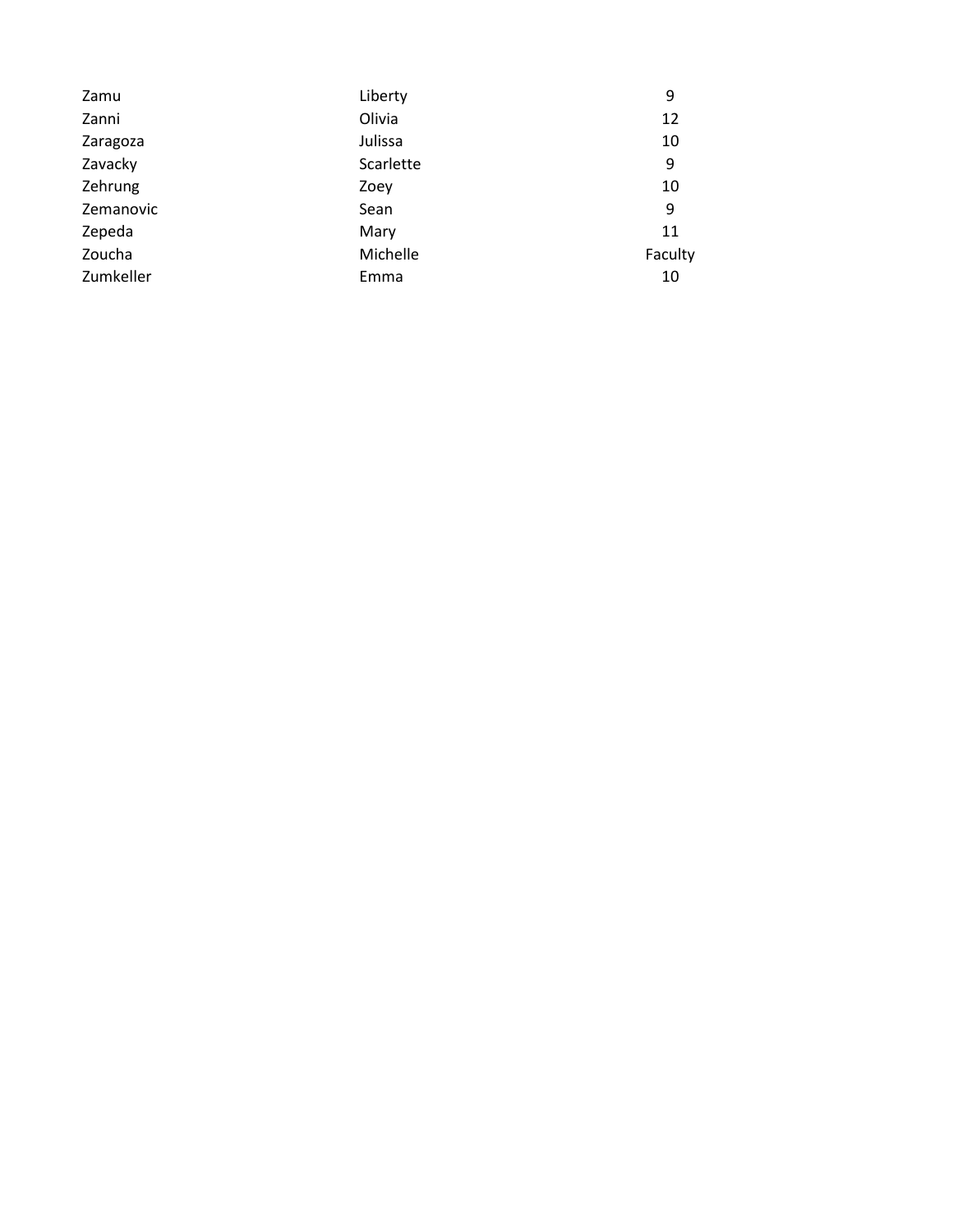| | | |
|---|---|---|
| Zamu | Liberty | 9 |
| Zanni | Olivia | 12 |
| Zaragoza | Julissa | 10 |
| Zavacky | Scarlette | 9 |
| Zehrung | Zoey | 10 |
| Zemanovic | Sean | 9 |
| Zepeda | Mary | 11 |
| Zoucha | Michelle | Faculty |
| Zumkeller | Emma | 10 |